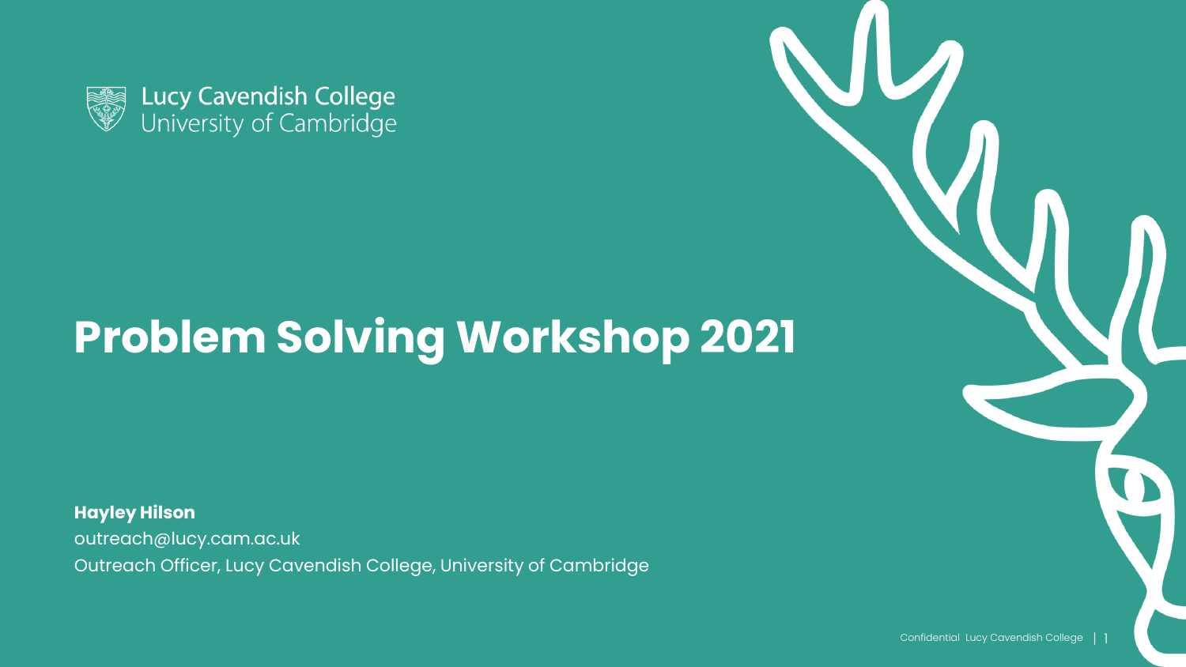Lucy Cavendish College
University of Cambridge

# Problem Solving Workshop 2021

**Hayley Hilson**
outreach@lucy.cam.ac.uk
Outreach Officer, Lucy Cavendish College, University of Cambridge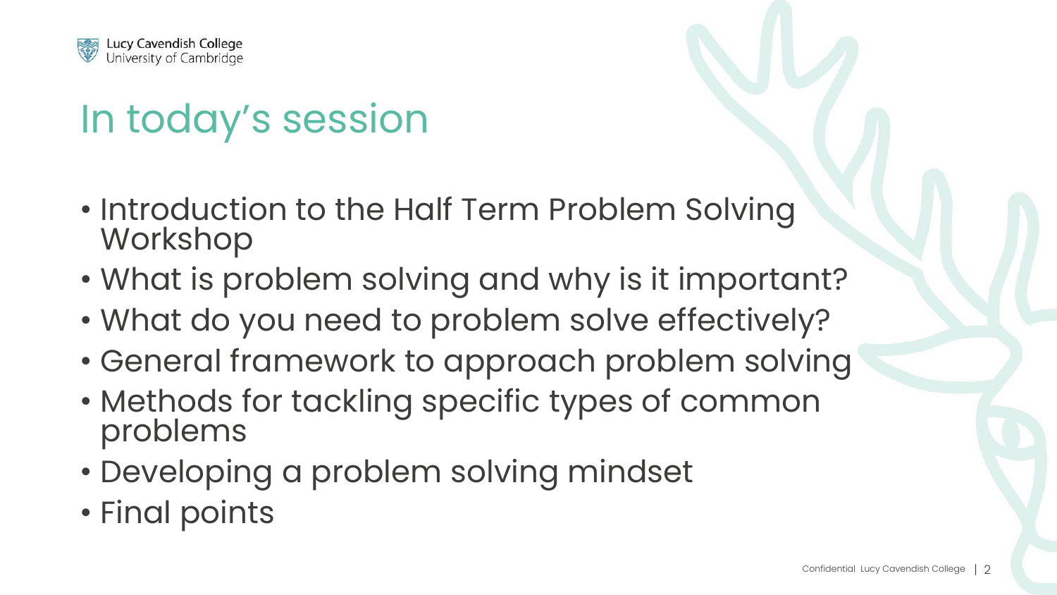# In today's session

- Introduction to the Half Term Problem Solving Workshop
- What is problem solving and why is it important?
- What do you need to problem solve effectively?
- General framework to approach problem solving
- Methods for tackling specific types of common problems
- Developing a problem solving mindset
- Final points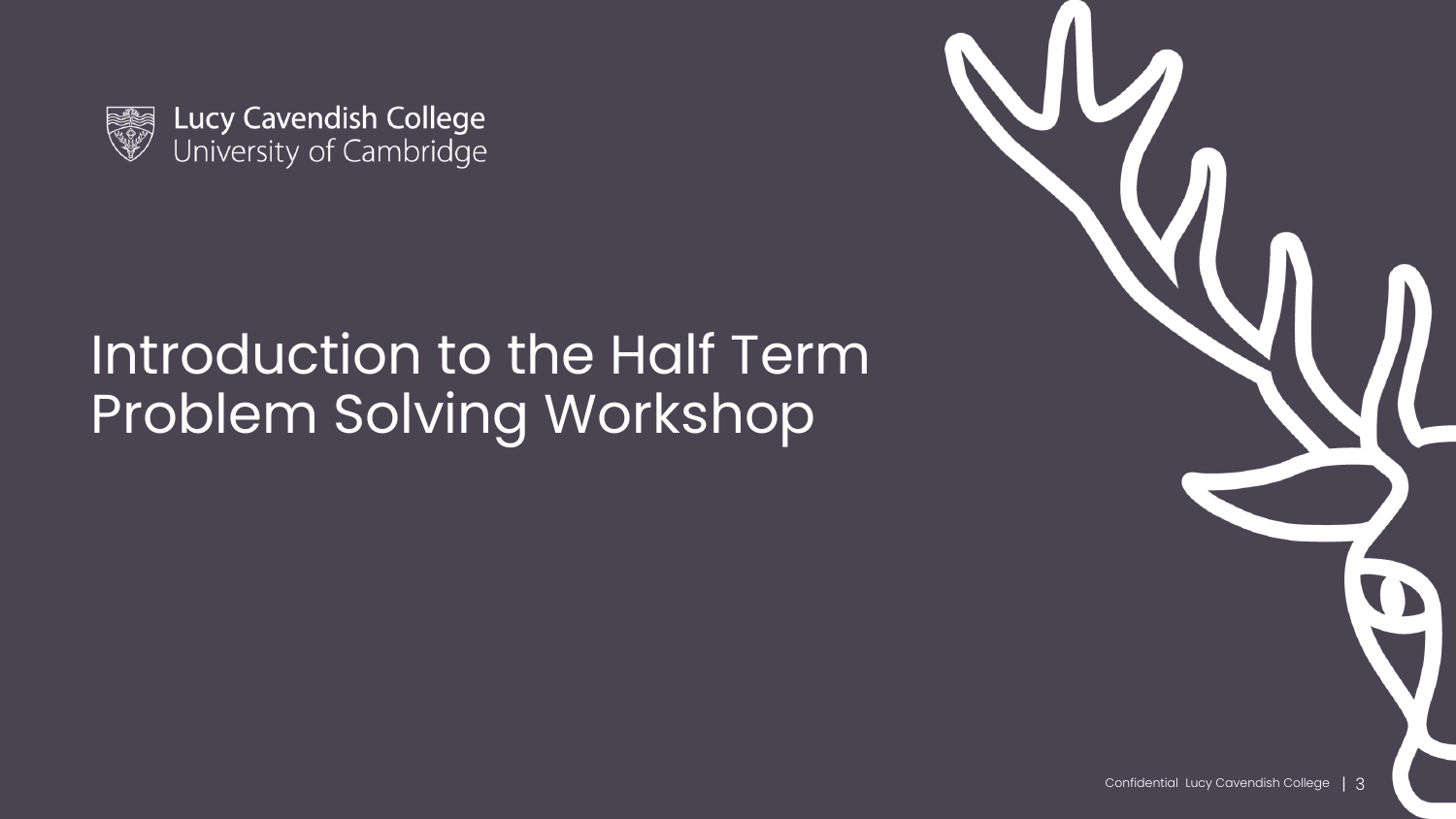Lucy Cavendish College
University of Cambridge

# Introduction to the Half Term Problem Solving Workshop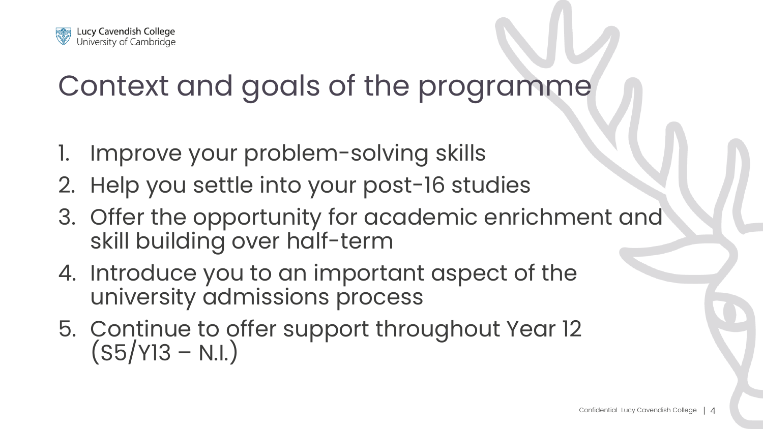# Context and goals of the programme

1. Improve your problem-solving skills
2. Help you settle into your post-16 studies
3. Offer the opportunity for academic enrichment and skill building over half-term
4. Introduce you to an important aspect of the university admissions process
5. Continue to offer support throughout Year 12 (S5/Y13 – N.I.)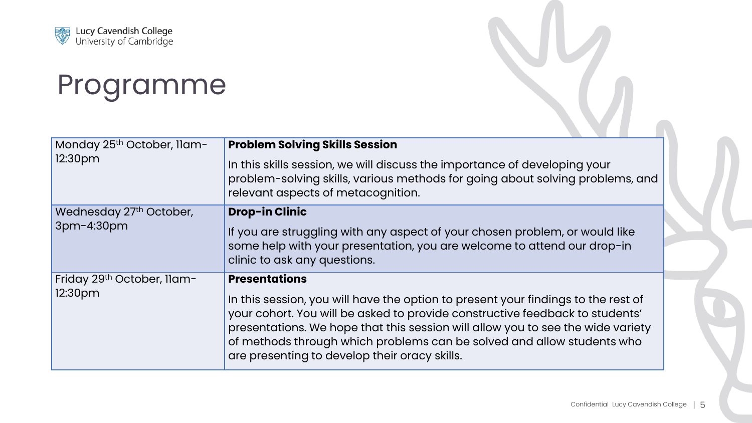# Programme

| | |
|---|---|
| Monday 25th October, 11am-12:30pm | **Problem Solving Skills Session**<br><br>In this skills session, we will discuss the importance of developing your problem-solving skills, various methods for going about solving problems, and relevant aspects of metacognition. |
| Wednesday 27th October, 3pm-4:30pm | **Drop-in Clinic**<br><br>If you are struggling with any aspect of your chosen problem, or would like some help with your presentation, you are welcome to attend our drop-in clinic to ask any questions. |
| Friday 29th October, 11am-12:30pm | **Presentations**<br><br>In this session, you will have the option to present your findings to the rest of your cohort. You will be asked to provide constructive feedback to students' presentations. We hope that this session will allow you to see the wide variety of methods through which problems can be solved and allow students who are presenting to develop their oracy skills. |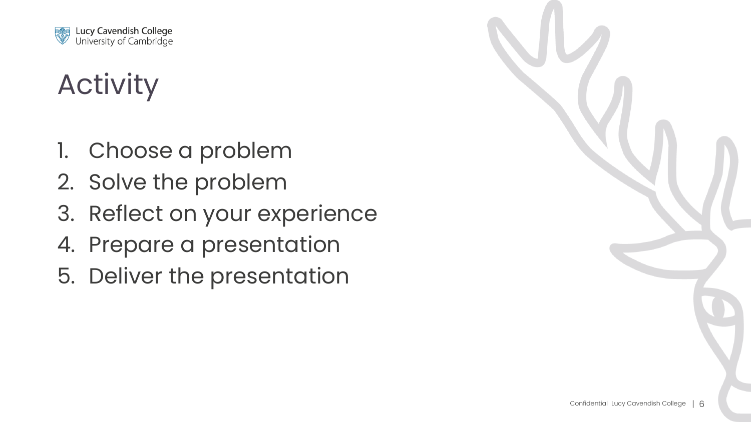# Activity

1. Choose a problem
2. Solve the problem
3. Reflect on your experience
4. Prepare a presentation
5. Deliver the presentation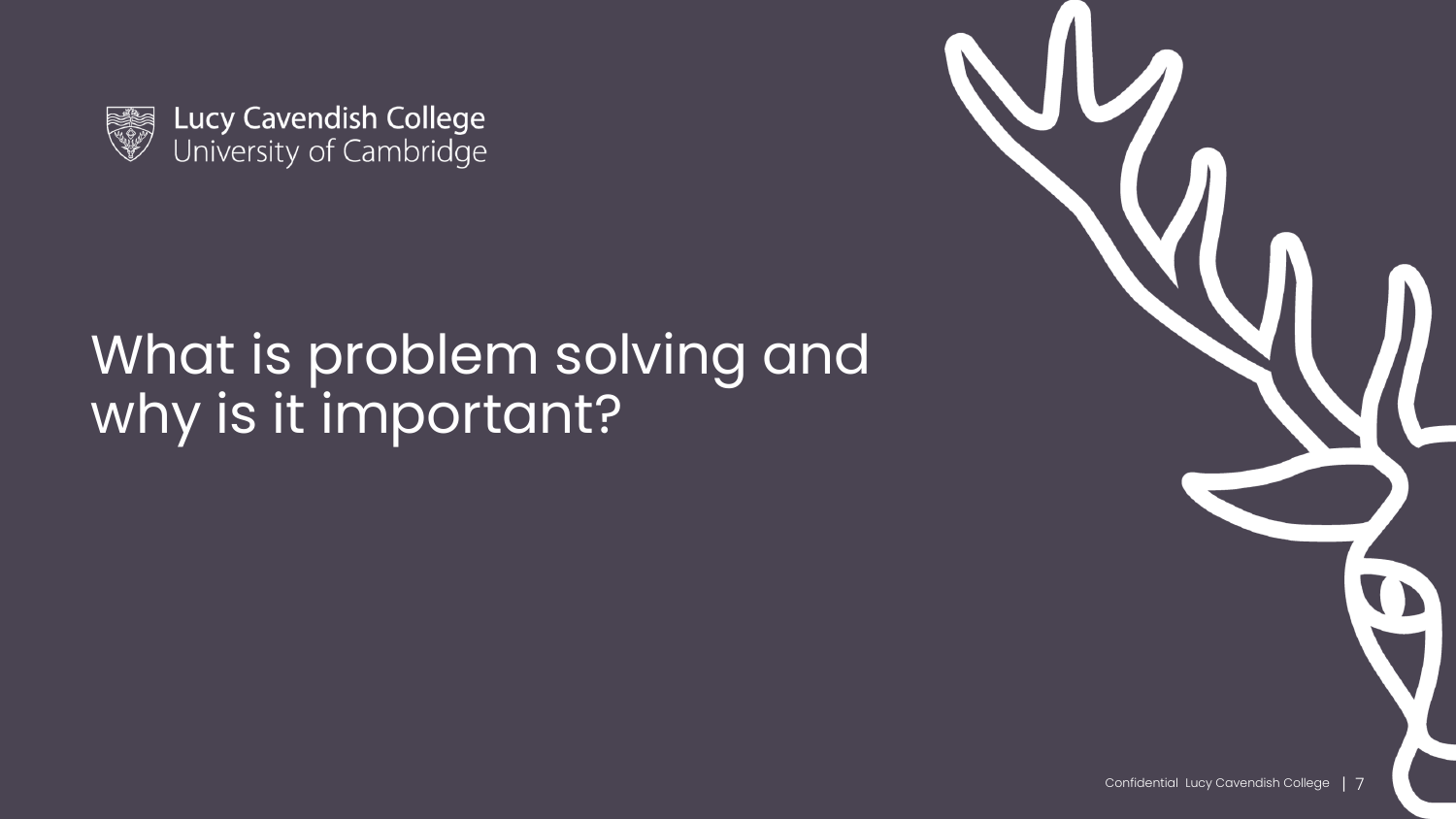# What is problem solving and why is it important?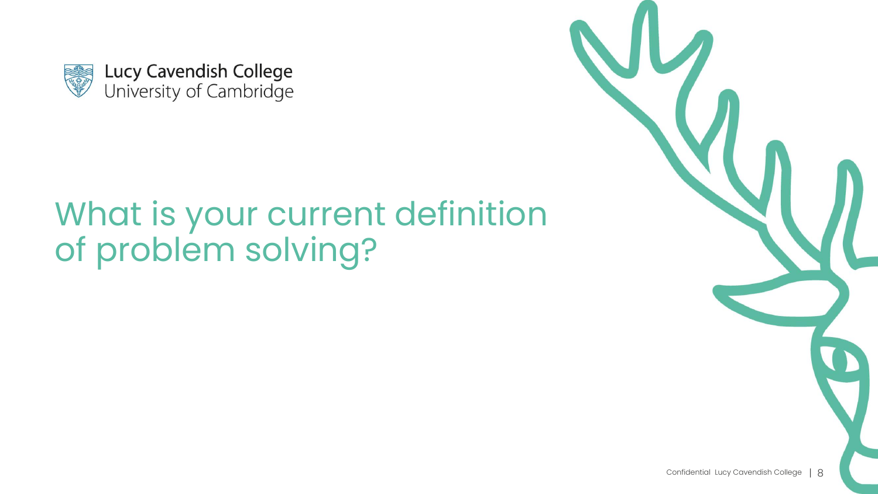Lucy Cavendish College
University of Cambridge

# What is your current definition of problem solving?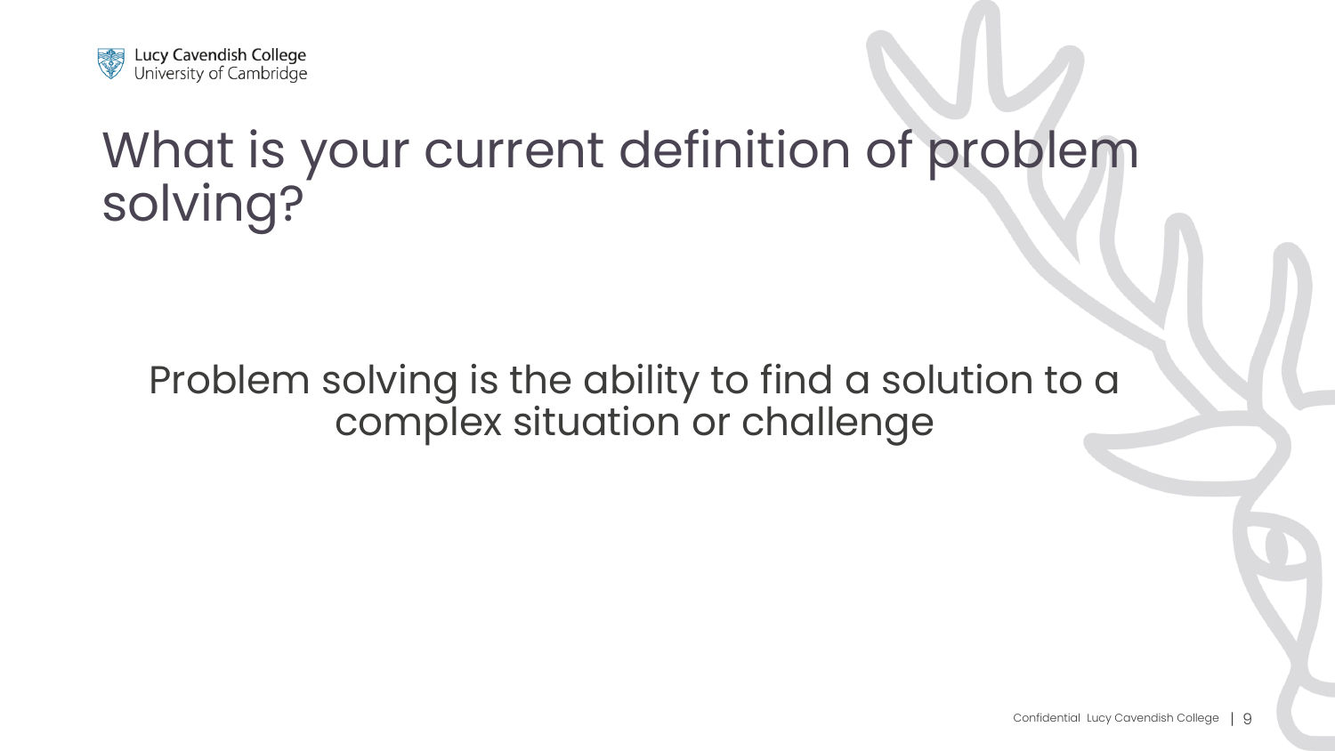# What is your current definition of problem solving?

Problem solving is the ability to find a solution to a complex situation or challenge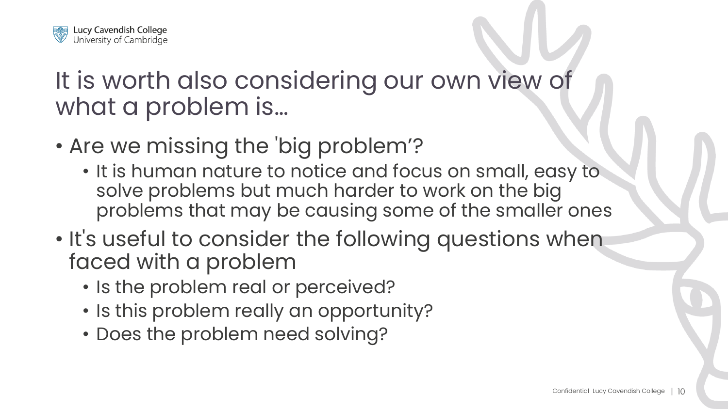# It is worth also considering our own view of what a problem is…

- Are we missing the 'big problem'?
  - It is human nature to notice and focus on small, easy to solve problems but much harder to work on the big problems that may be causing some of the smaller ones
- It's useful to consider the following questions when faced with a problem
  - Is the problem real or perceived?
  - Is this problem really an opportunity?
  - Does the problem need solving?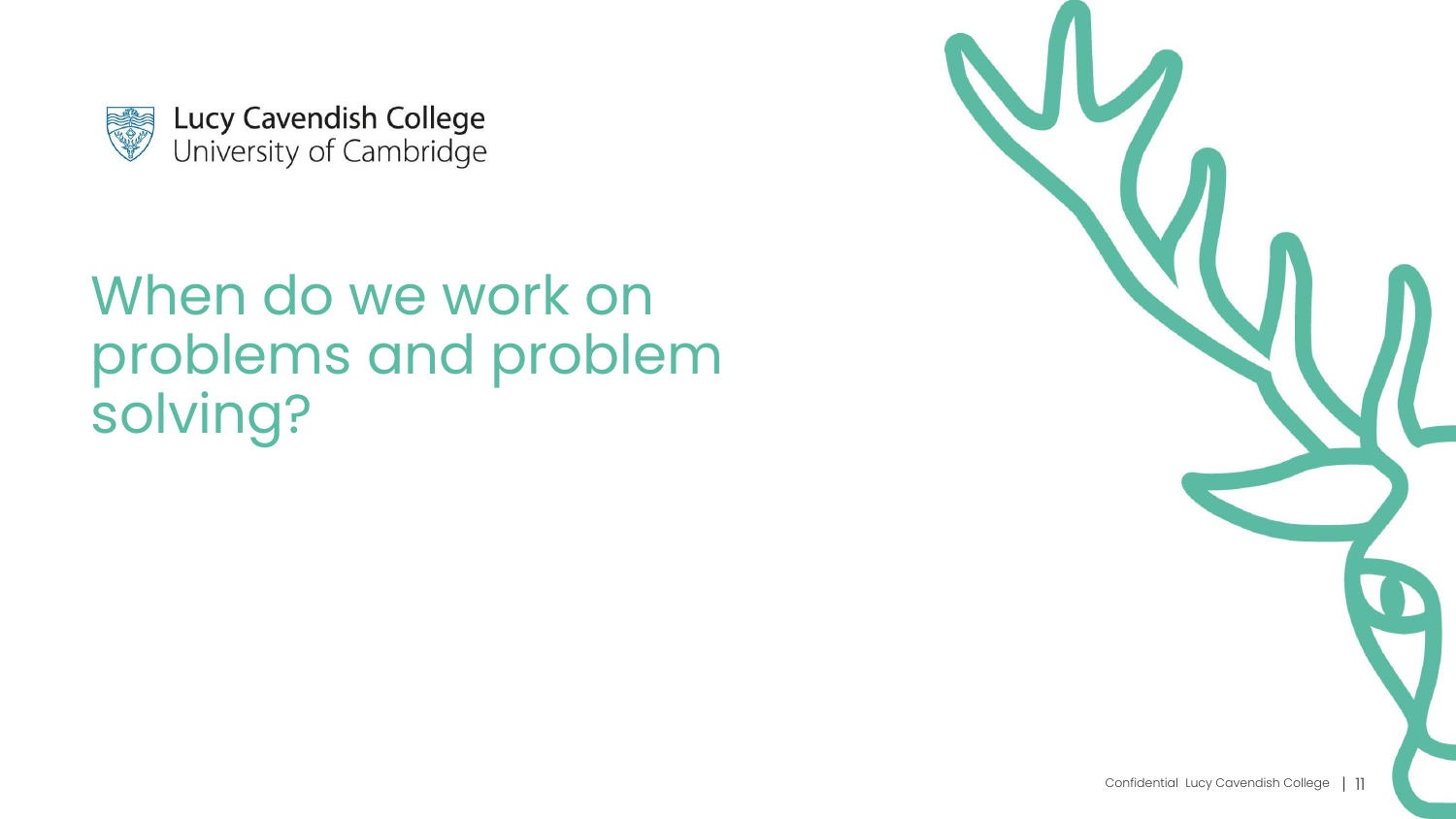Lucy Cavendish College
University of Cambridge

# When do we work on problems and problem solving?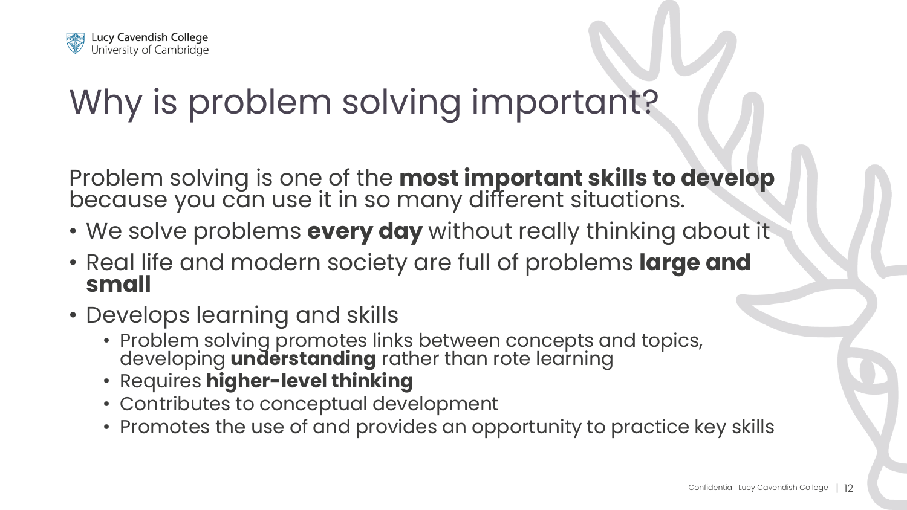# Why is problem solving important?

Problem solving is one of the **most important skills to develop** because you can use it in so many different situations.

- We solve problems **every day** without really thinking about it
- Real life and modern society are full of problems **large and small**
- Develops learning and skills
  - Problem solving promotes links between concepts and topics, developing **understanding** rather than rote learning
  - Requires **higher-level thinking**
  - Contributes to conceptual development
  - Promotes the use of and provides an opportunity to practice key skills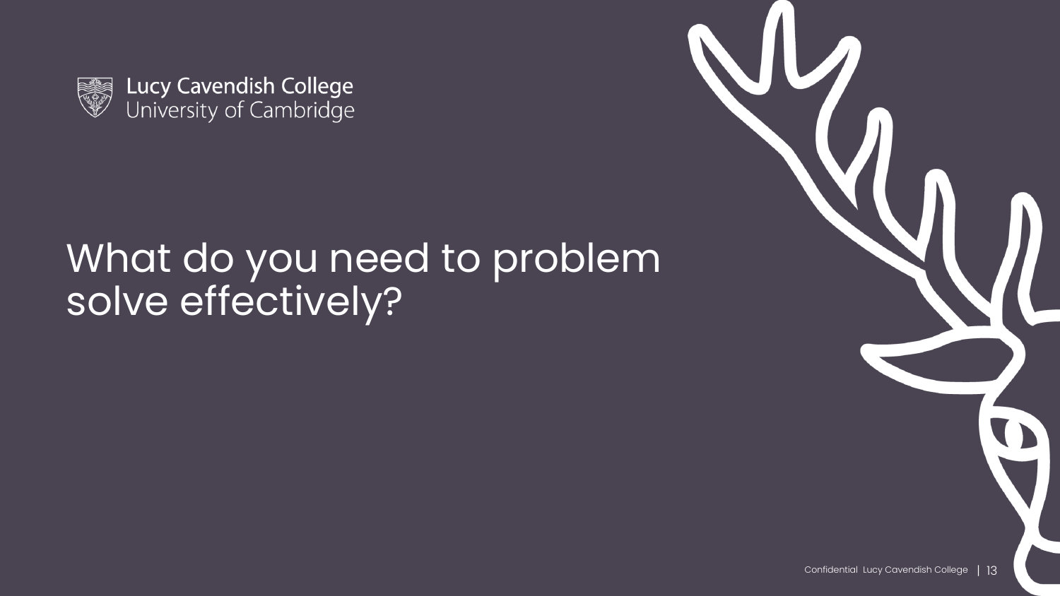Lucy Cavendish College
University of Cambridge

# What do you need to problem solve effectively?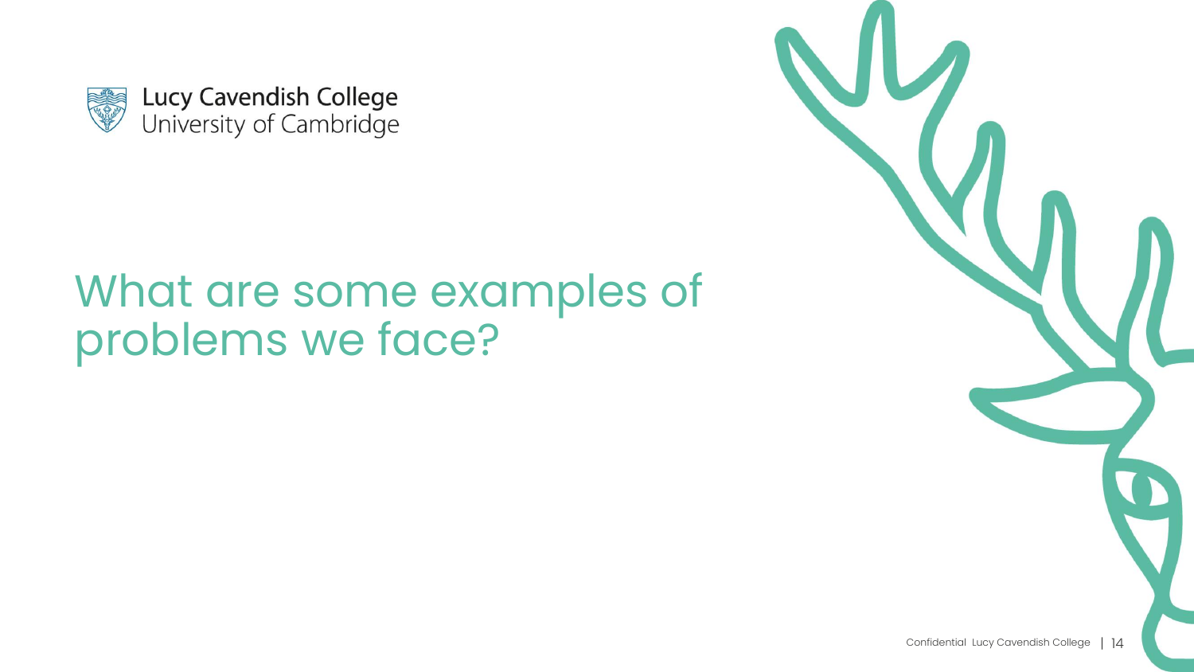# What are some examples of problems we face?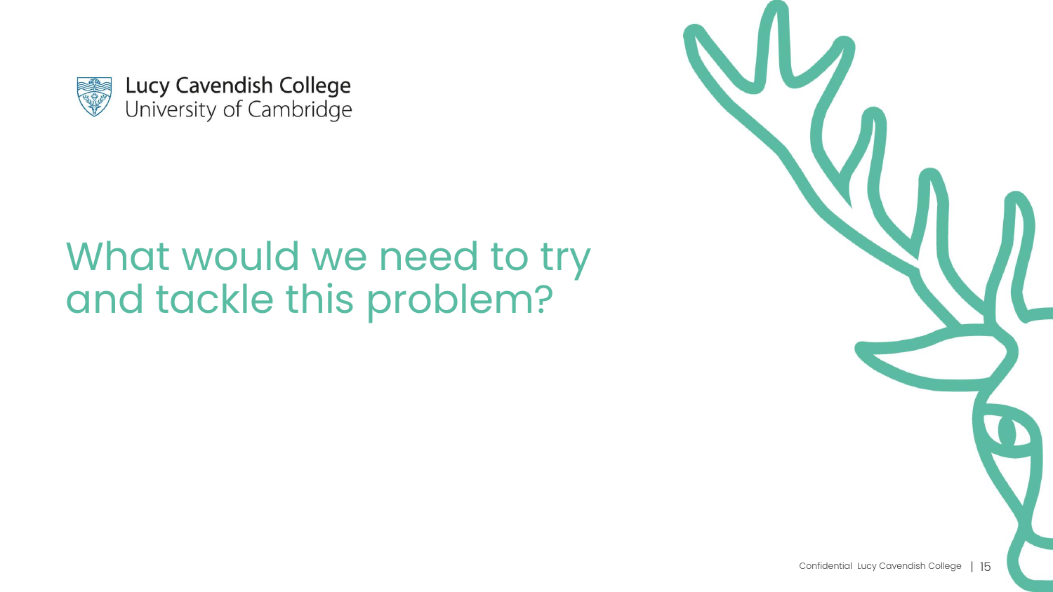Lucy Cavendish College
University of Cambridge

# What would we need to try and tackle this problem?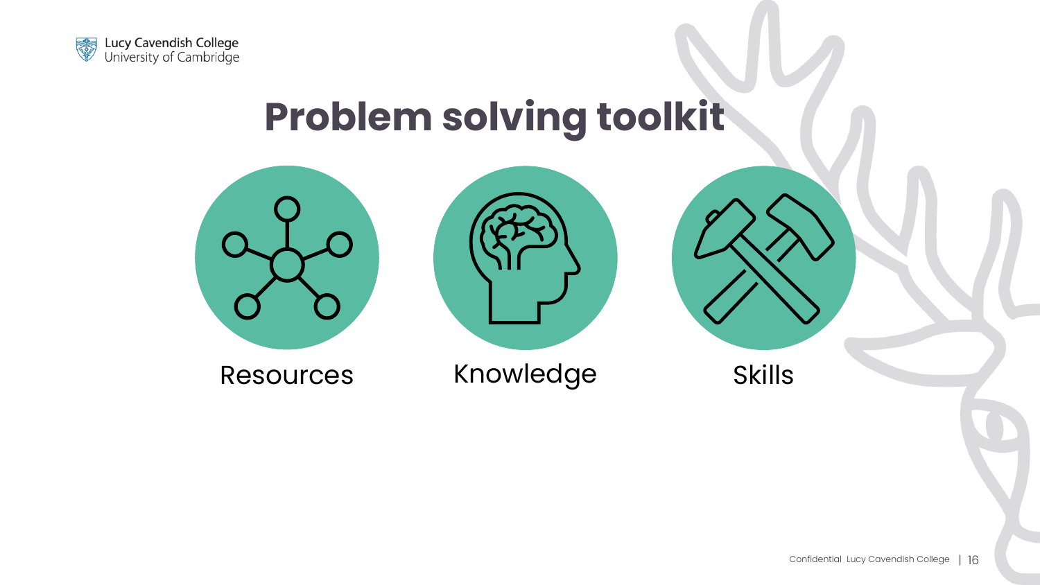# Problem solving toolkit

- Resources
- Knowledge
- Skills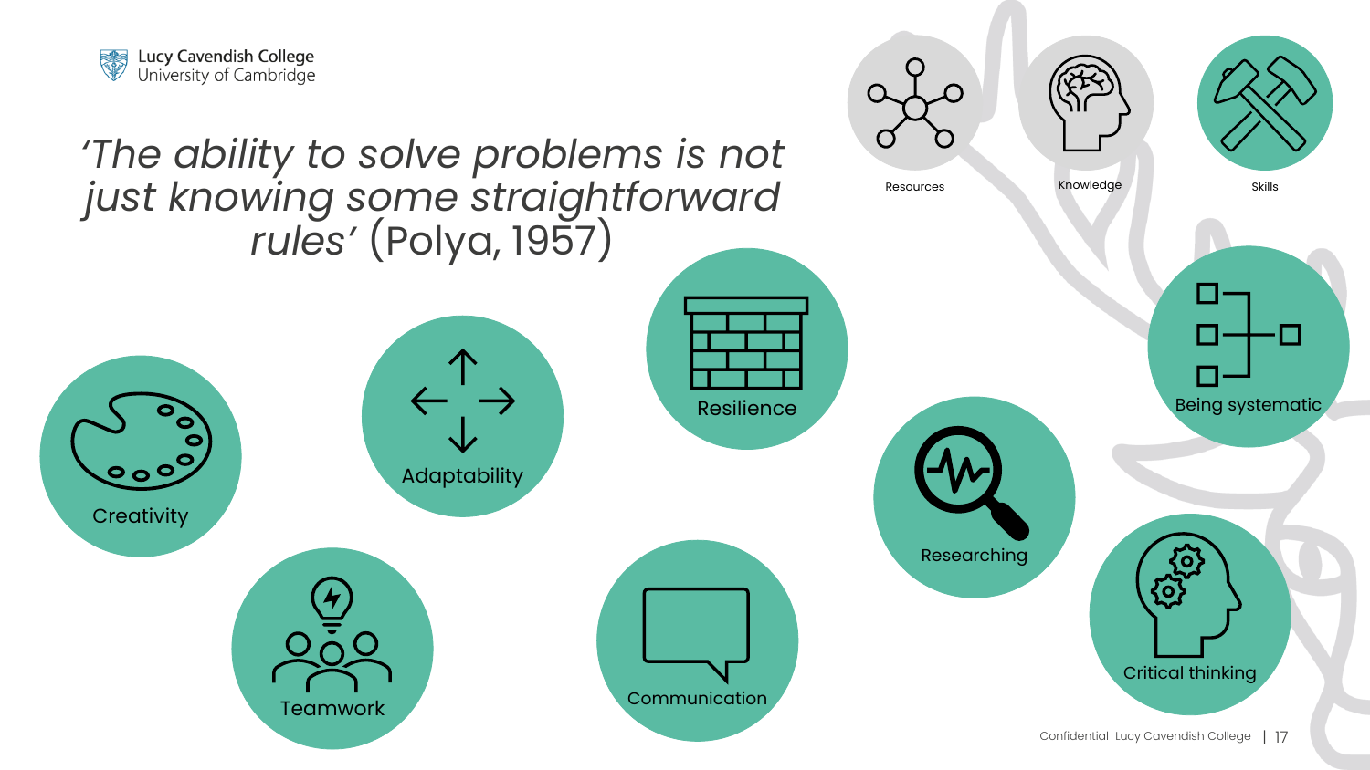*'The ability to solve problems is not just knowing some straightforward rules'* (Polya, 1957)

- Resources
- Knowledge
- Skills
- Being systematic
- Researching
- Critical thinking
- Creativity
- Adaptability
- Resilience
- Teamwork
- Communication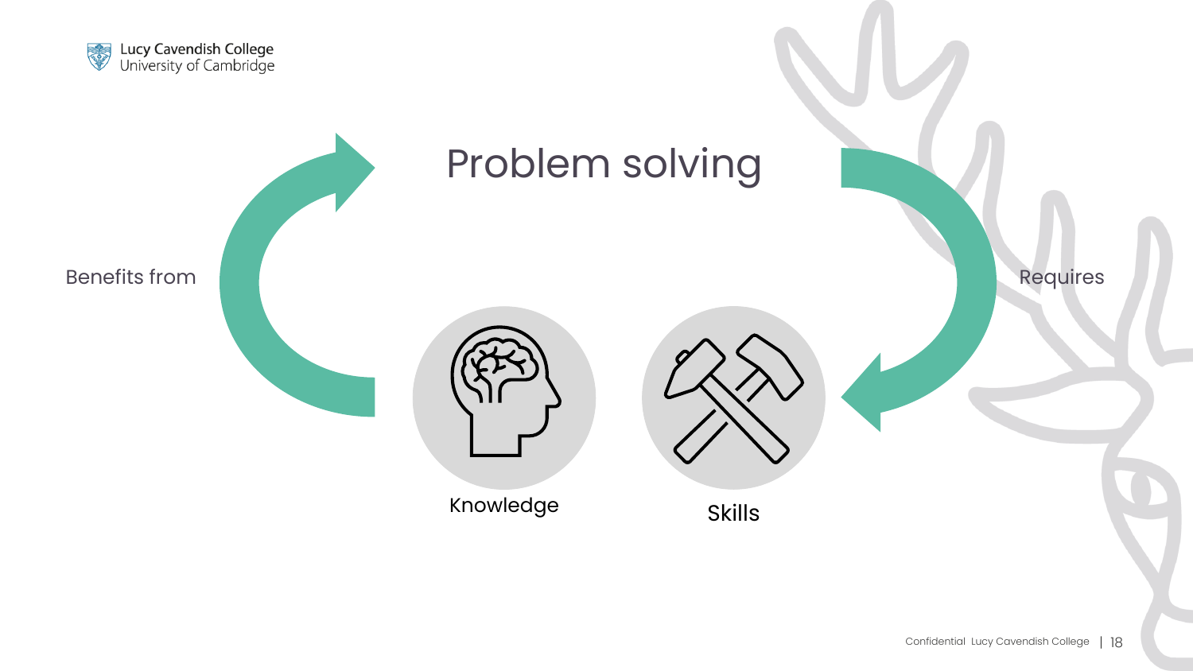# Problem solving

Benefits from

Requires

Knowledge

Skills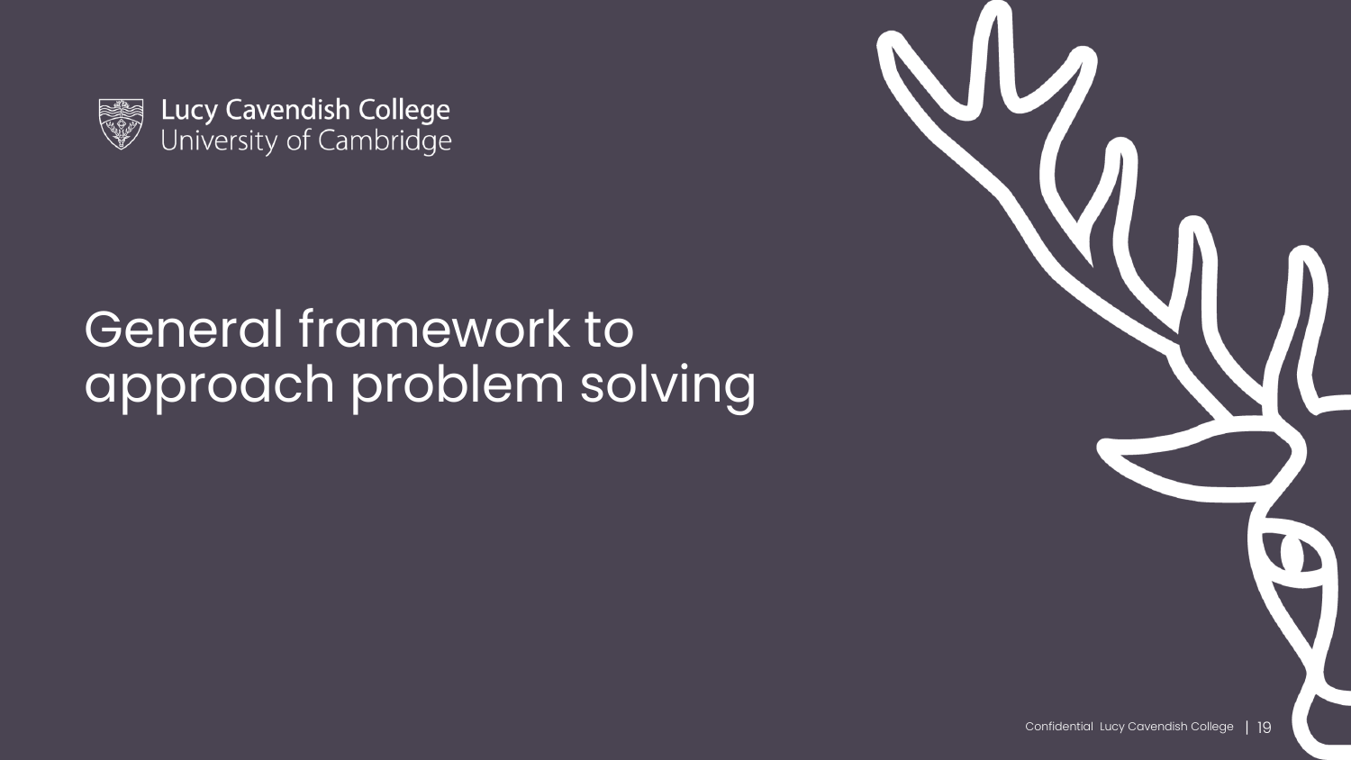Lucy Cavendish College
University of Cambridge

# General framework to approach problem solving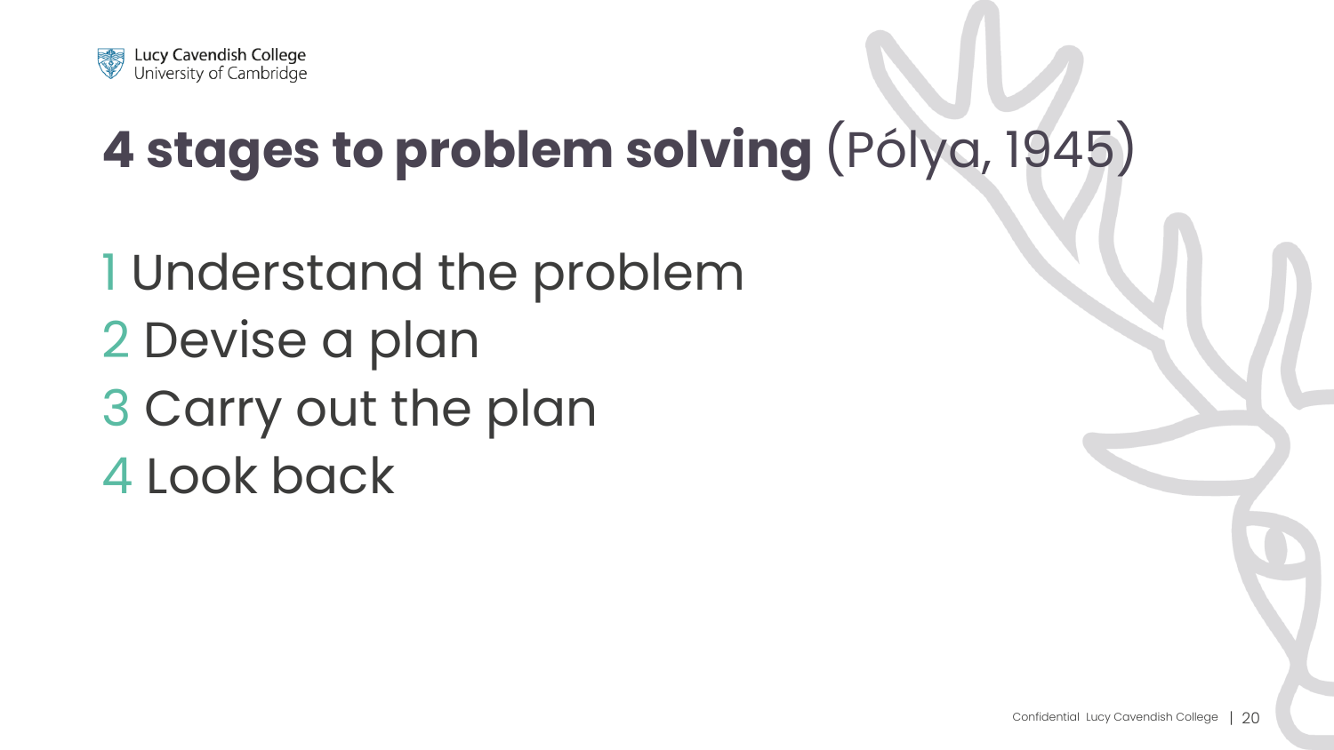# **4 stages to problem solving** (Pólya, 1945)

1 Understand the problem
2 Devise a plan
3 Carry out the plan
4 Look back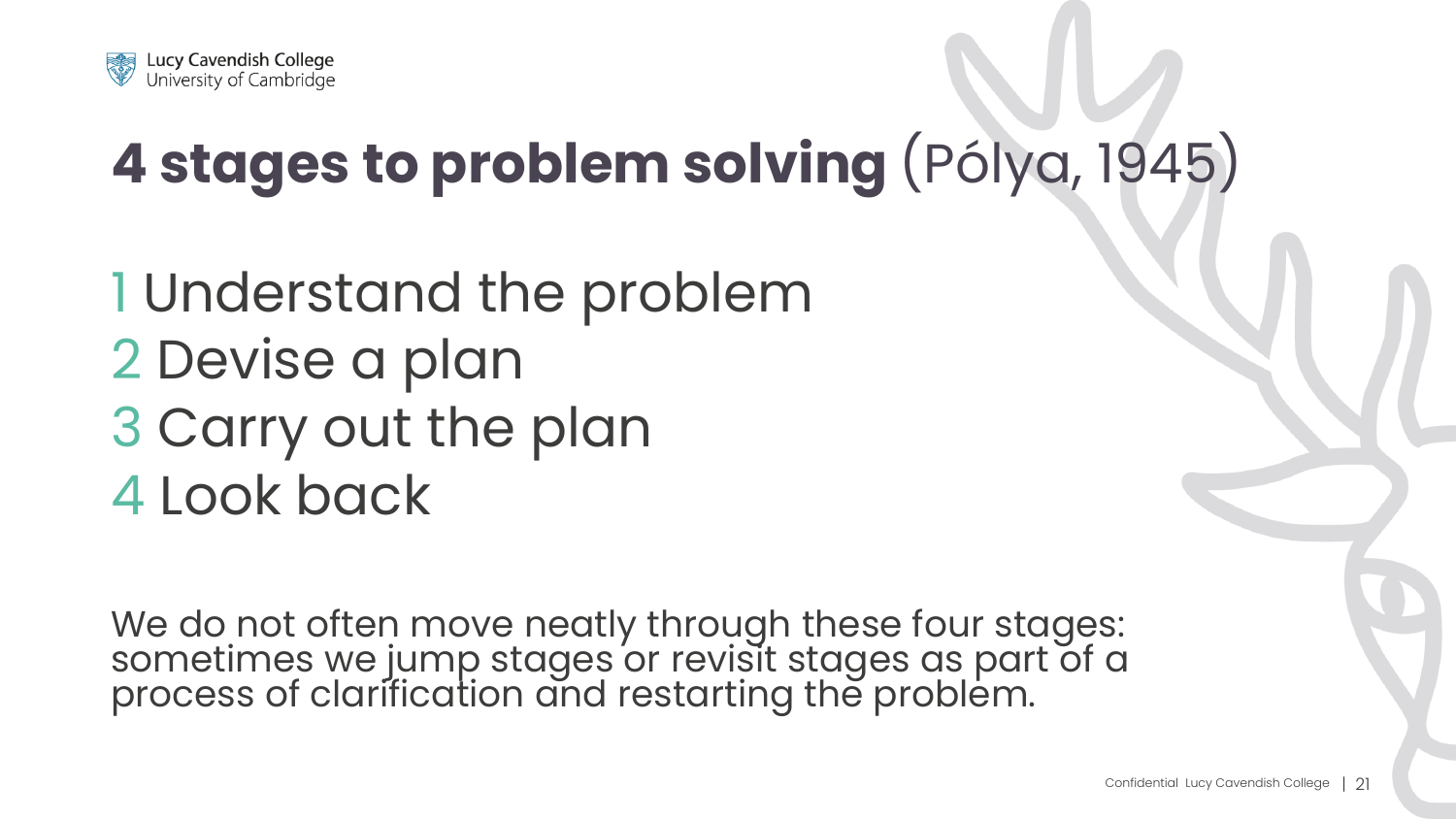# **4 stages to problem solving** (Pólya, 1945)

1 Understand the problem
2 Devise a plan
3 Carry out the plan
4 Look back

We do not often move neatly through these four stages: sometimes we jump stages or revisit stages as part of a process of clarification and restarting the problem.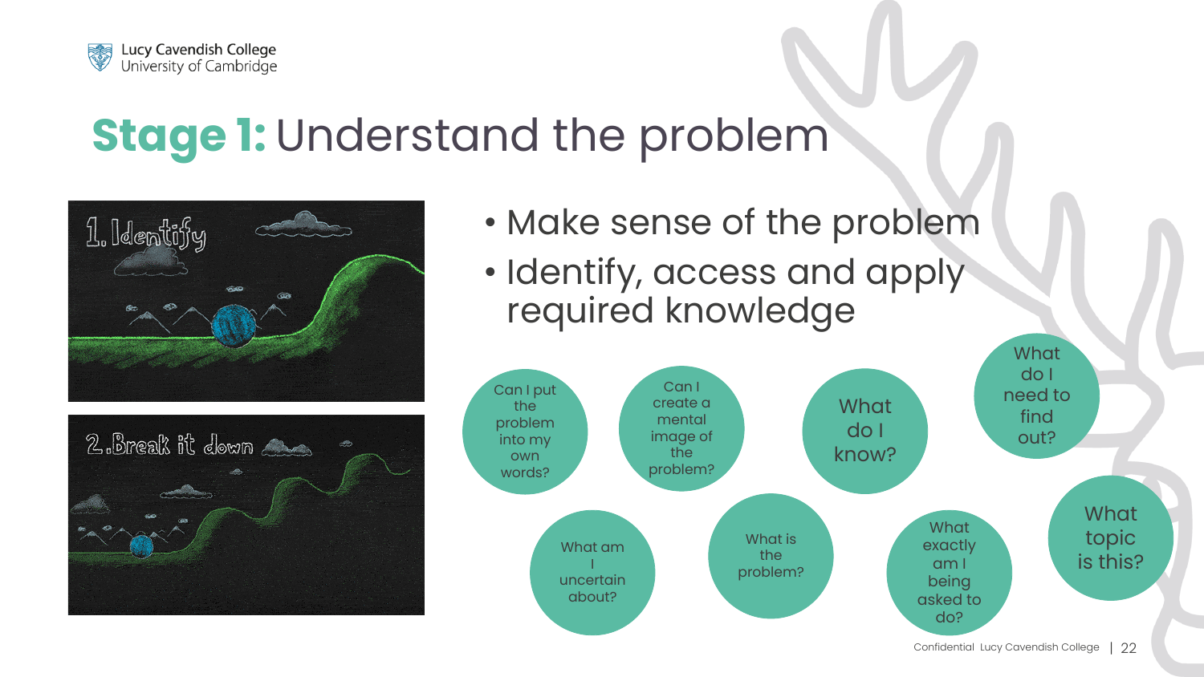# **Stage 1:** Understand the problem

- Make sense of the problem
- Identify, access and apply required knowledge

- Can I put the problem into my own words?
- Can I create a mental image of the problem?
- What do I know?
- What do I need to find out?
- What am I uncertain about?
- What is the problem?
- What exactly am I being asked to do?
- What topic is this?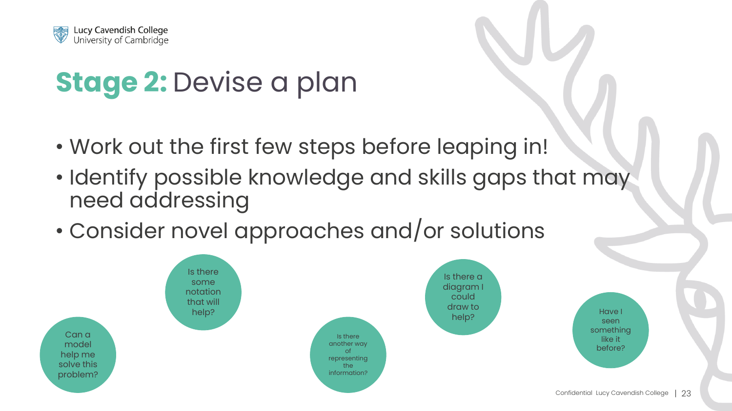# **Stage 2:** Devise a plan

- Work out the first few steps before leaping in!
- Identify possible knowledge and skills gaps that may need addressing
- Consider novel approaches and/or solutions

Is there some notation that will help?

Can a model help me solve this problem?

Is there another way of representing the information?

Is there a diagram I could draw to help?

Have I seen something like it before?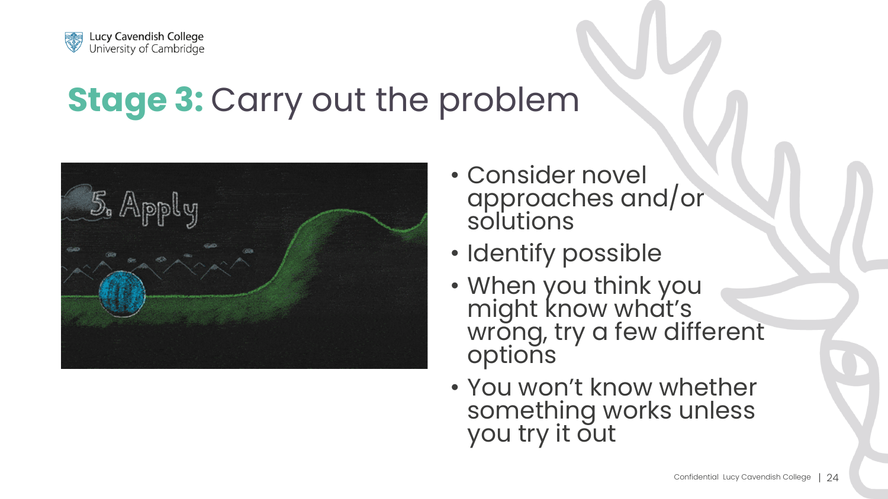# **Stage 3:** Carry out the problem

- Consider novel approaches and/or solutions
- Identify possible
- When you think you might know what's wrong, try a few different options
- You won't know whether something works unless you try it out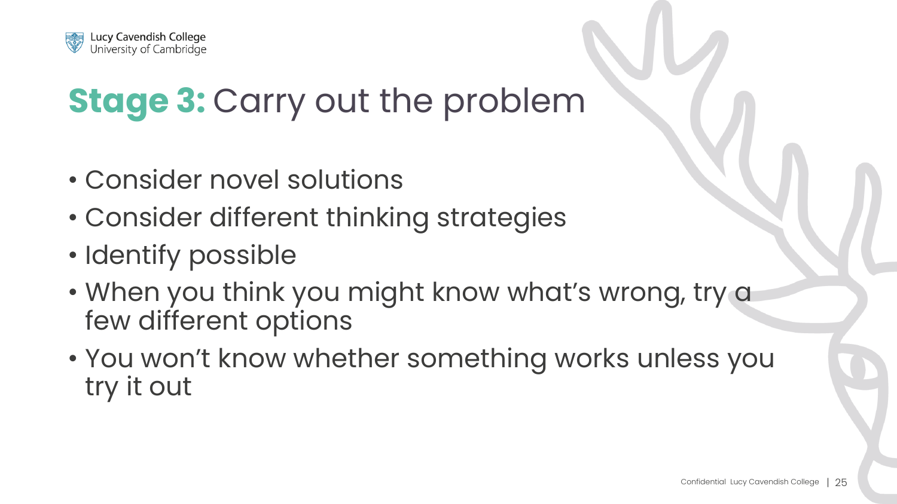# **Stage 3:** Carry out the problem

- Consider novel solutions
- Consider different thinking strategies
- Identify possible
- When you think you might know what's wrong, try a few different options
- You won't know whether something works unless you try it out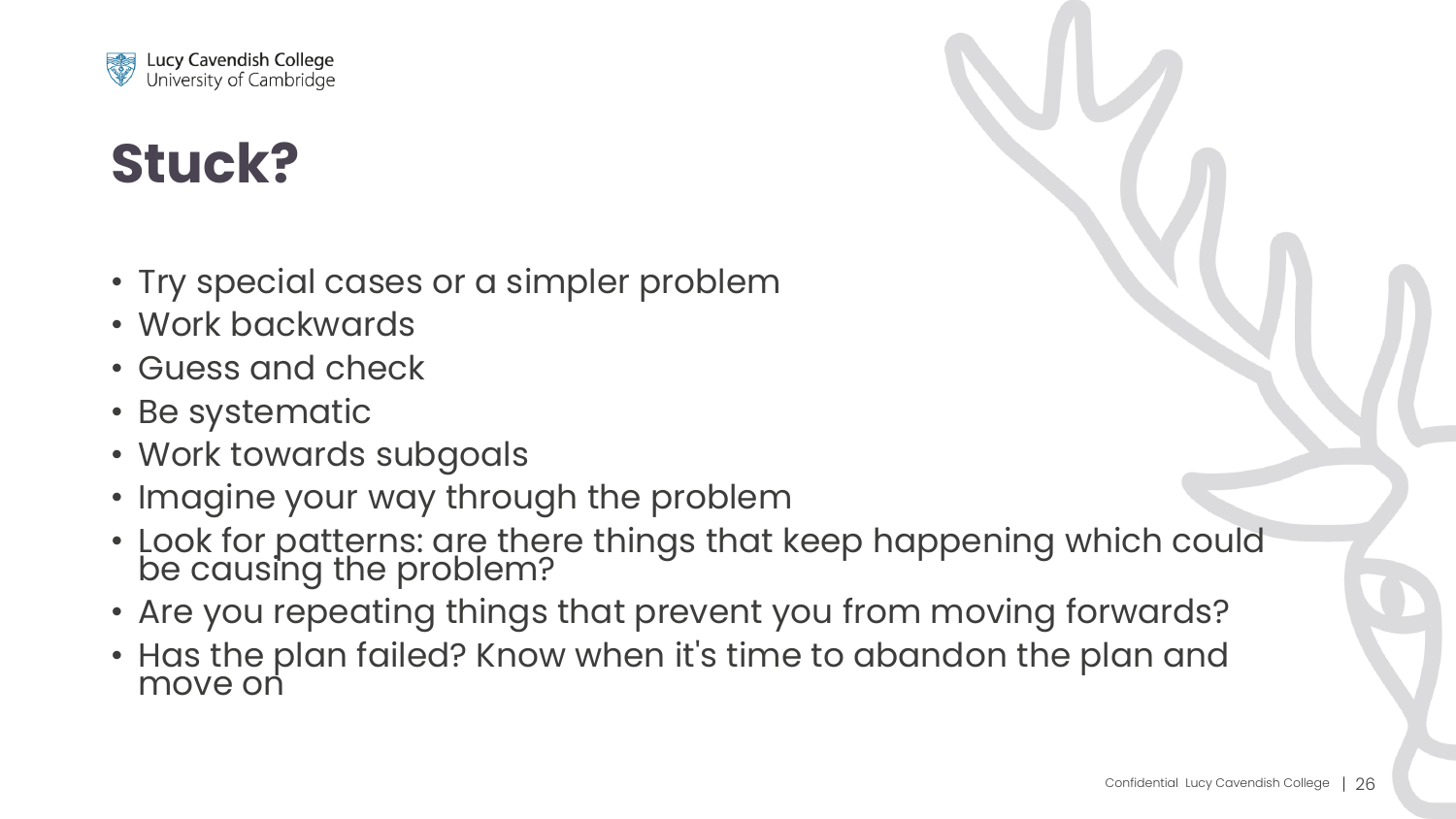# Stuck?

- Try special cases or a simpler problem
- Work backwards
- Guess and check
- Be systematic
- Work towards subgoals
- Imagine your way through the problem
- Look for patterns: are there things that keep happening which could be causing the problem?
- Are you repeating things that prevent you from moving forwards?
- Has the plan failed? Know when it's time to abandon the plan and move on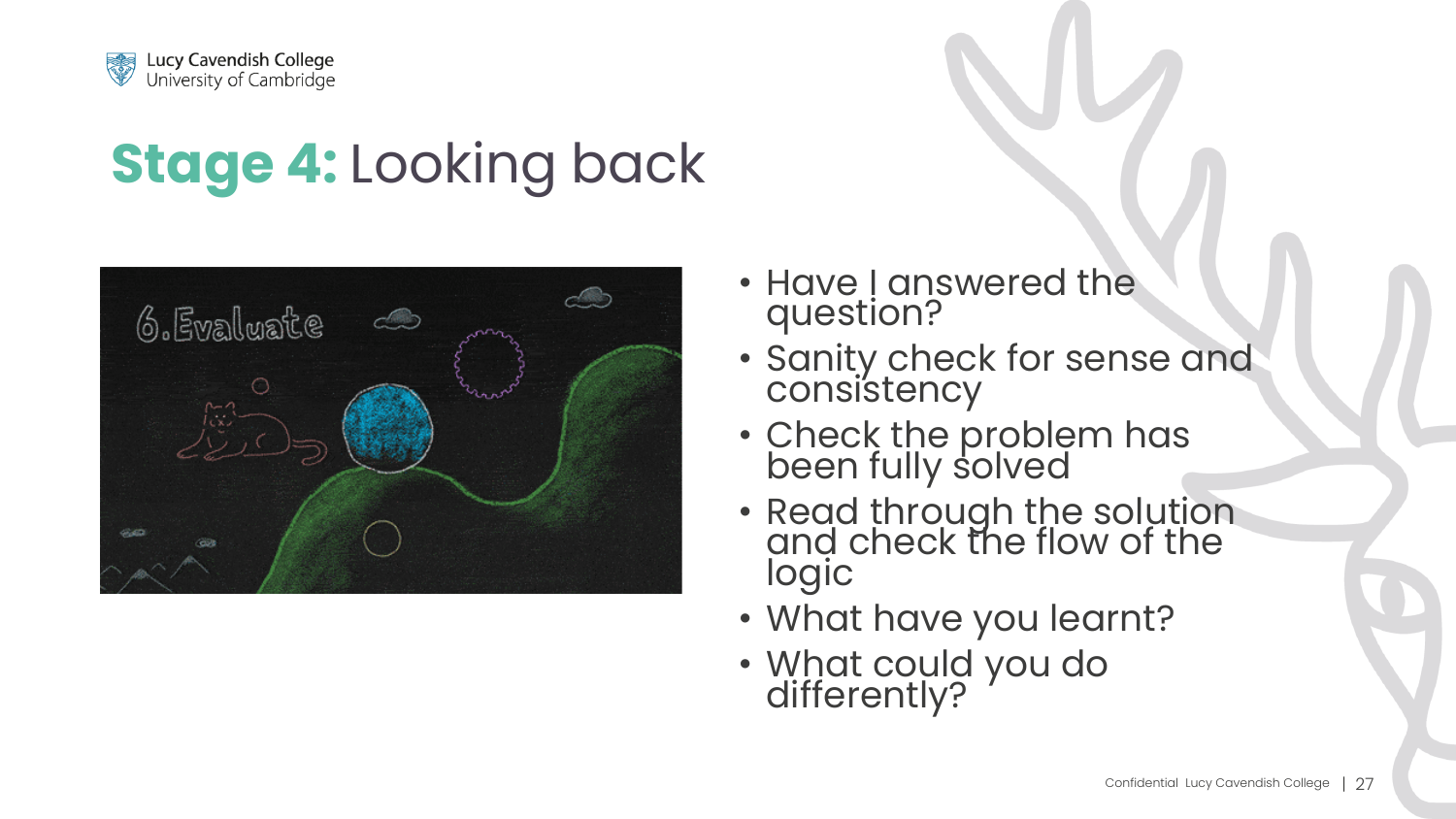# **Stage 4:** Looking back

- Have I answered the question?
- Sanity check for sense and consistency
- Check the problem has been fully solved
- Read through the solution and check the flow of the logic
- What have you learnt?
- What could you do differently?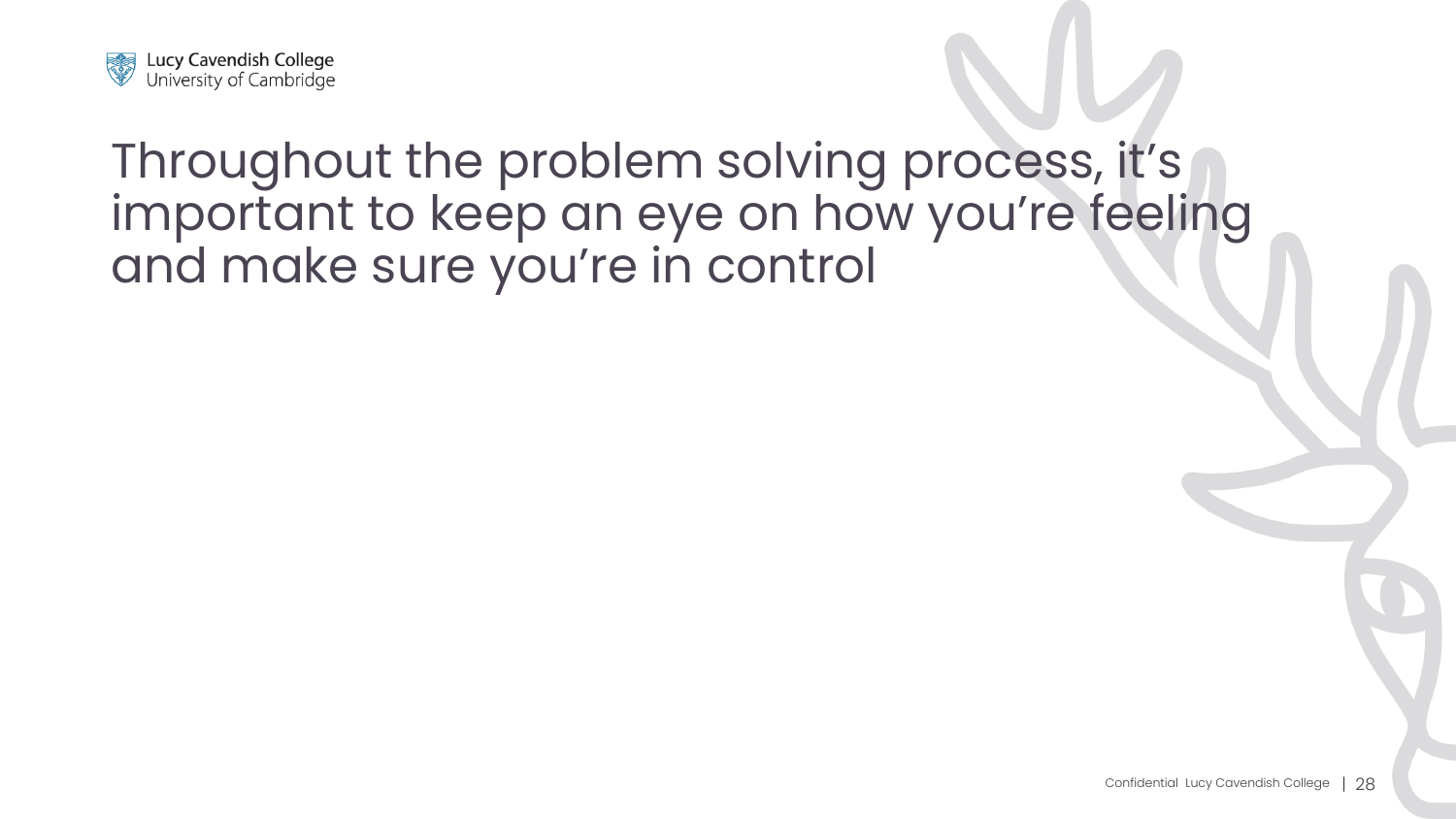# Throughout the problem solving process, it's important to keep an eye on how you're feeling and make sure you're in control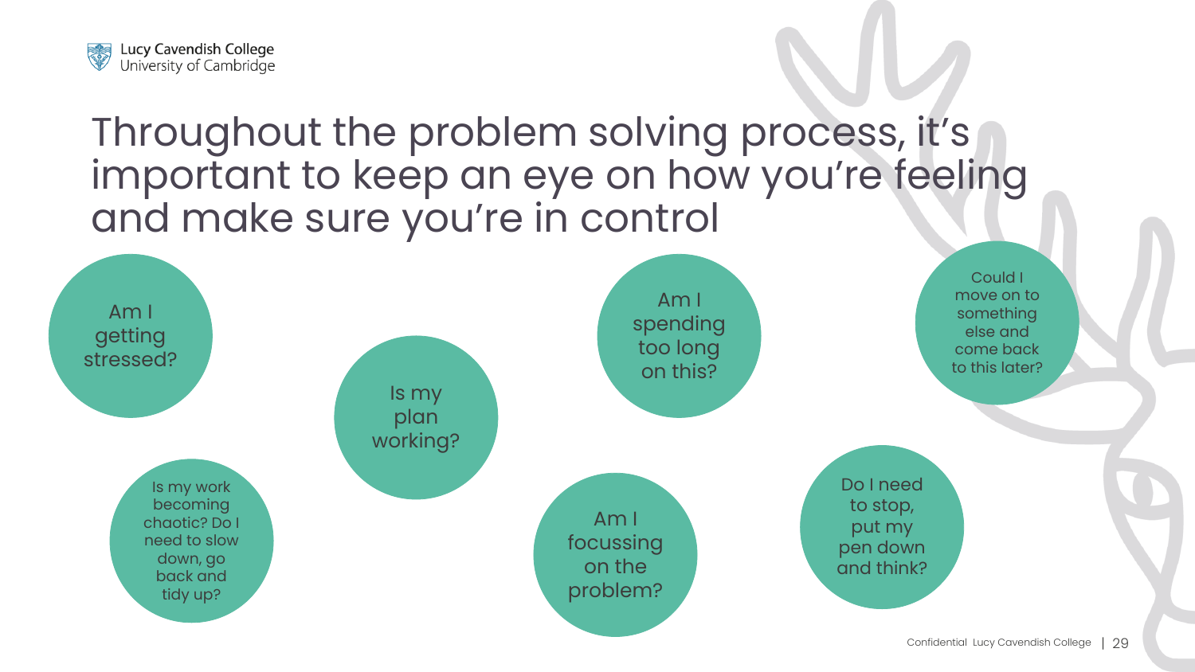# Throughout the problem solving process, it's important to keep an eye on how you're feeling and make sure you're in control

- Am I getting stressed?
- Is my work becoming chaotic? Do I need to slow down, go back and tidy up?
- Is my plan working?
- Am I spending too long on this?
- Am I focussing on the problem?
- Could I move on to something else and come back to this later?
- Do I need to stop, put my pen down and think?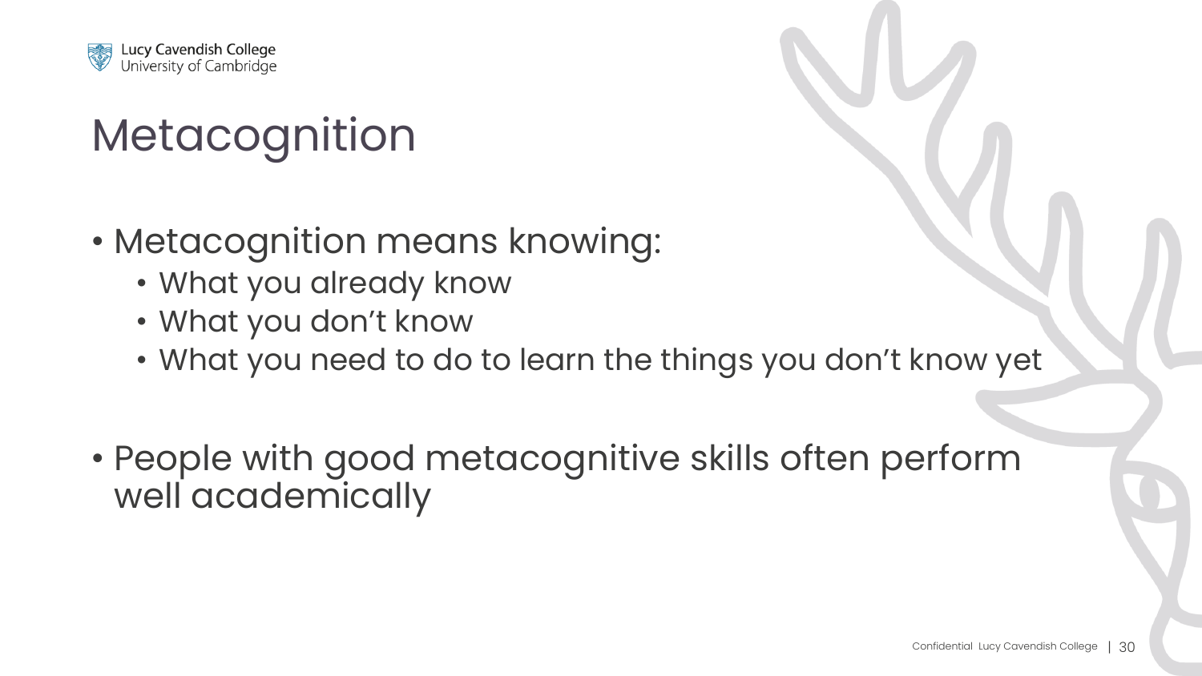# Metacognition

- Metacognition means knowing:
  - What you already know
  - What you don't know
  - What you need to do to learn the things you don't know yet

- People with good metacognitive skills often perform well academically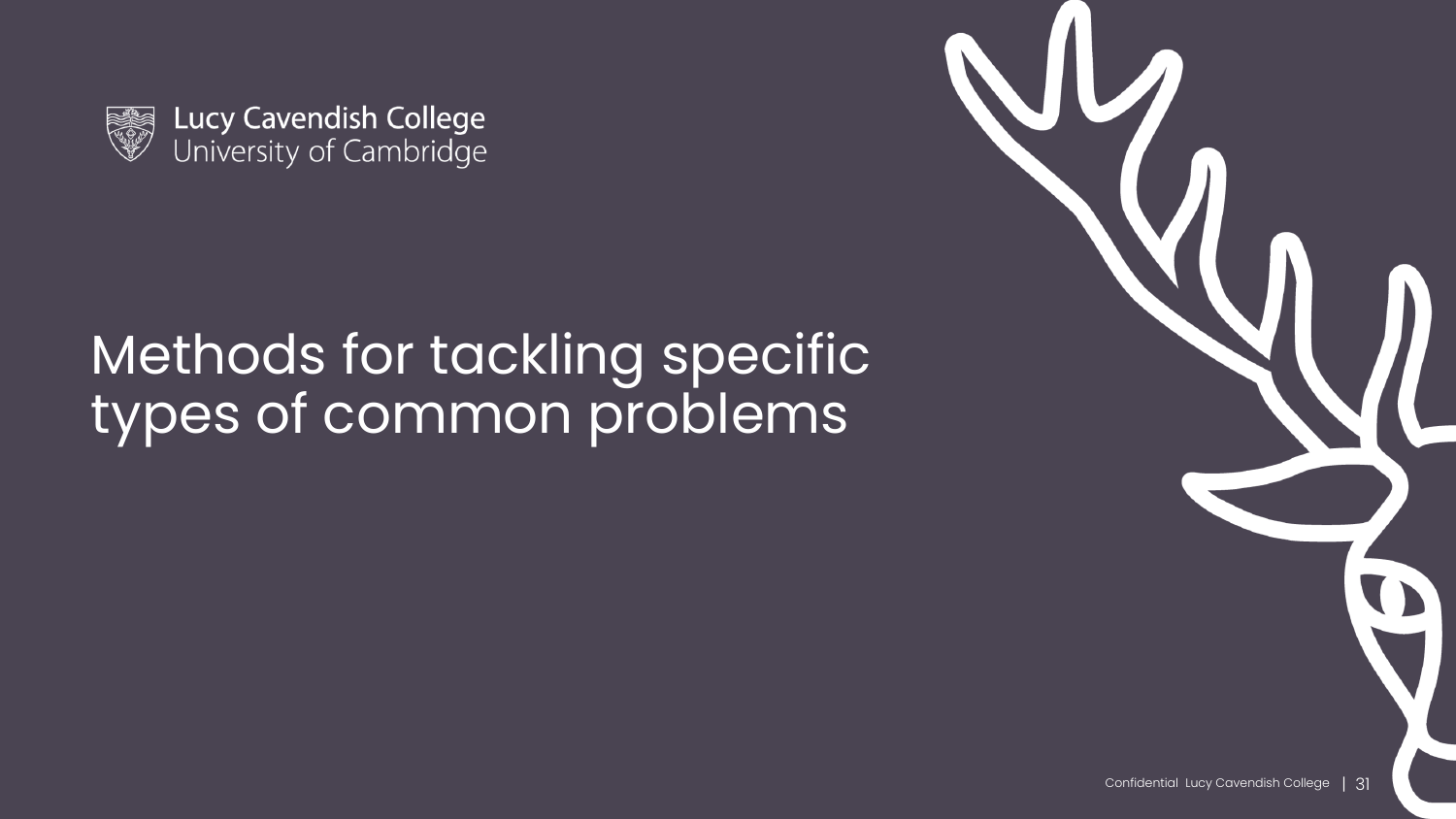Lucy Cavendish College
University of Cambridge

# Methods for tackling specific types of common problems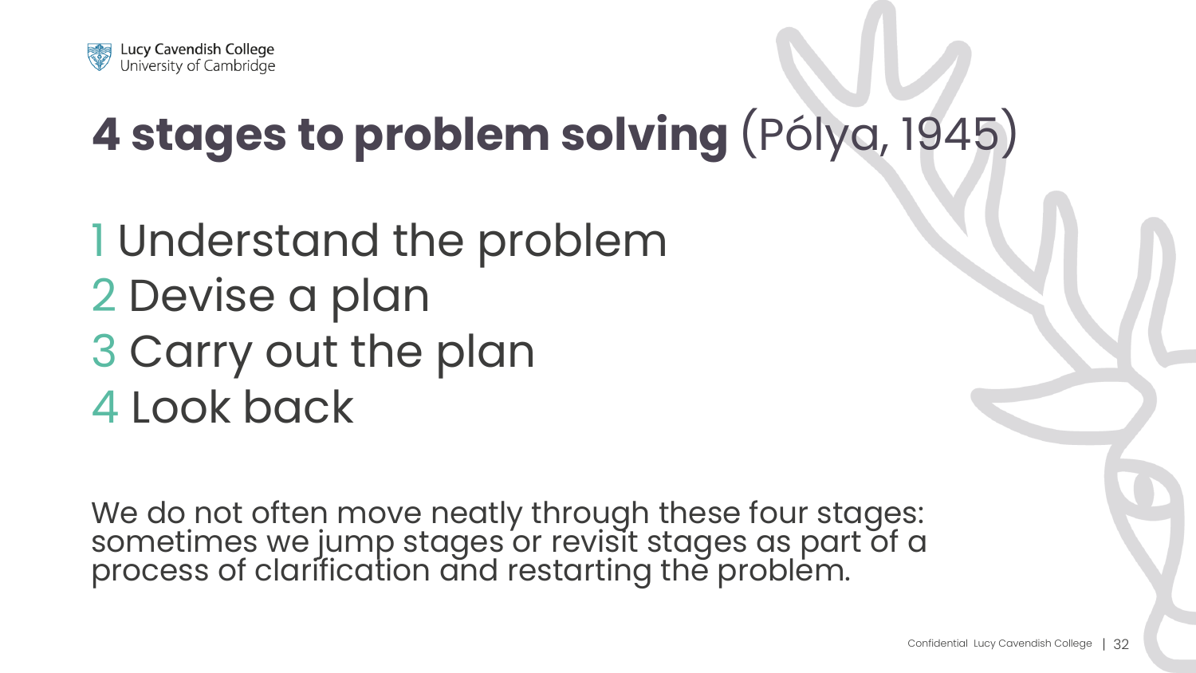# **4 stages to problem solving** (Pólya, 1945)

1 Understand the problem
2 Devise a plan
3 Carry out the plan
4 Look back

We do not often move neatly through these four stages: sometimes we jump stages or revisit stages as part of a process of clarification and restarting the problem.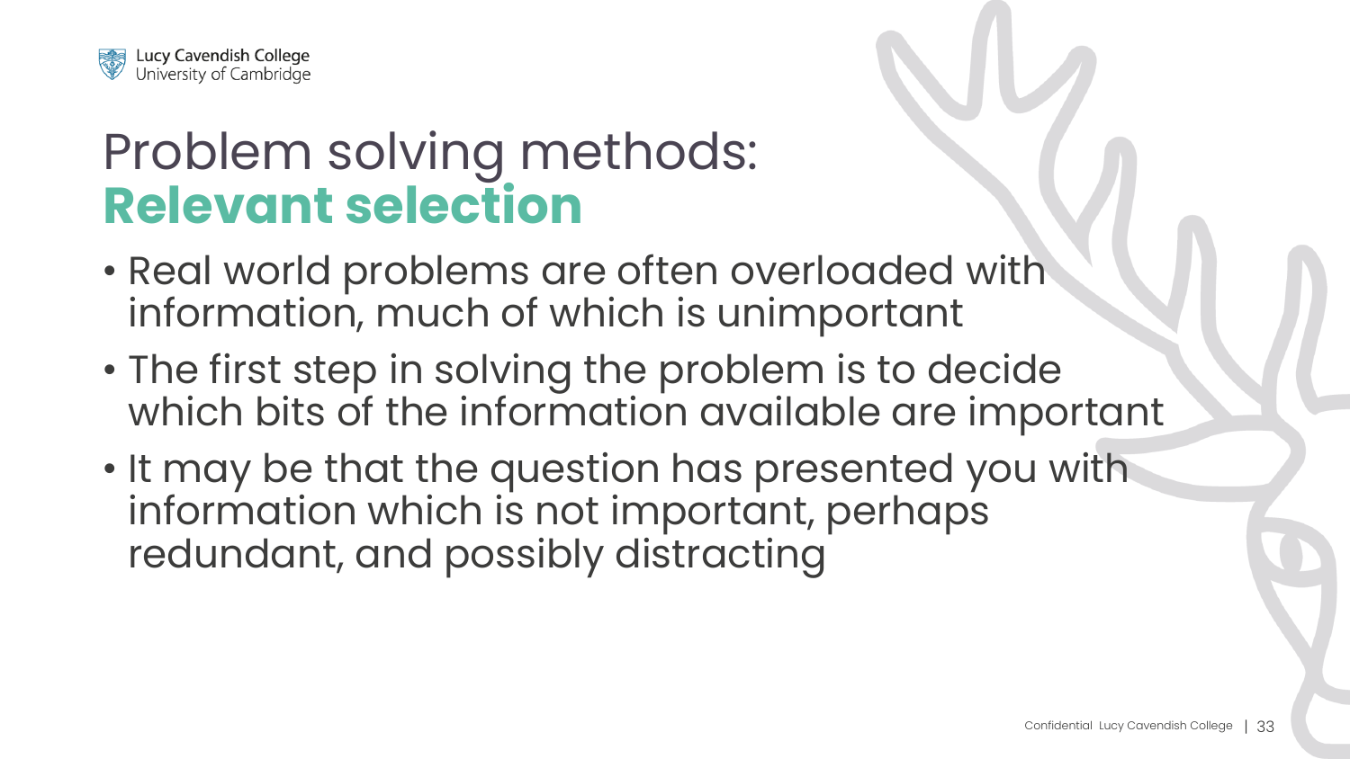# Problem solving methods: **Relevant selection**

- Real world problems are often overloaded with information, much of which is unimportant
- The first step in solving the problem is to decide which bits of the information available are important
- It may be that the question has presented you with information which is not important, perhaps redundant, and possibly distracting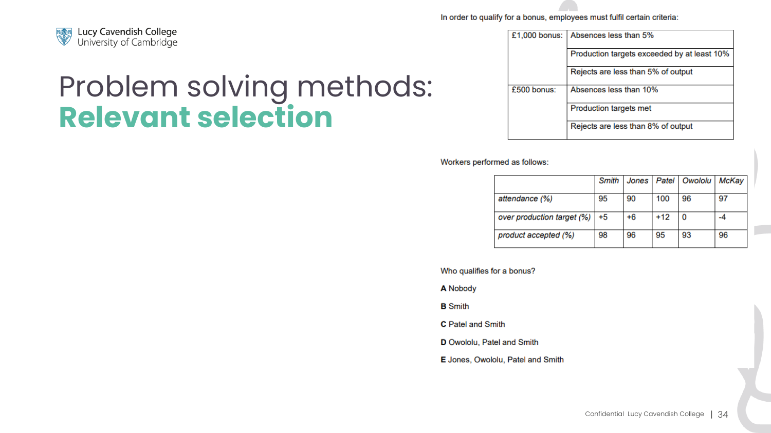Lucy Cavendish College
University of Cambridge

# Problem solving methods: **Relevant selection**

In order to qualify for a bonus, employees must fulfil certain criteria:

| | |
|---|---|
| £1,000 bonus: | Absences less than 5% |
| | Production targets exceeded by at least 10% |
| | Rejects are less than 5% of output |
| £500 bonus: | Absences less than 10% |
| | Production targets met |
| | Rejects are less than 8% of output |

Workers performed as follows:

| | *Smith* | *Jones* | *Patel* | *Owololu* | *McKay* |
|---|---|---|---|---|---|
| *attendance (%)* | 95 | 90 | 100 | 96 | 97 |
| *over production target (%)* | +5 | +6 | +12 | 0 | -4 |
| *product accepted (%)* | 98 | 96 | 95 | 93 | 96 |

Who qualifies for a bonus?

**A** Nobody

**B** Smith

**C** Patel and Smith

**D** Owololu, Patel and Smith

**E** Jones, Owololu, Patel and Smith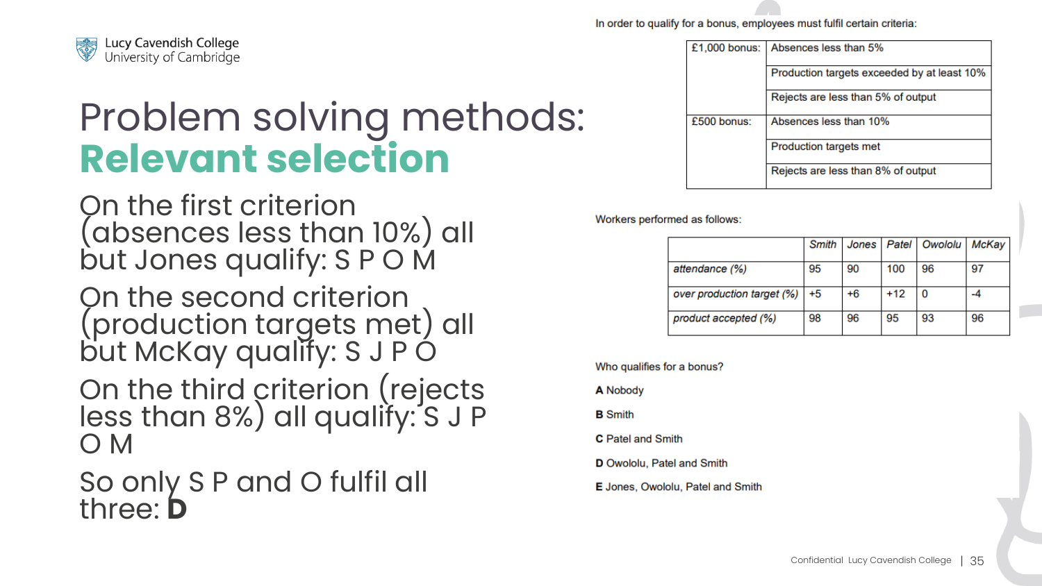Lucy Cavendish College
University of Cambridge

# Problem solving methods: **Relevant selection**

On the first criterion (absences less than 10%) all but Jones qualify: S P O M

On the second criterion (production targets met) all but McKay qualify: S J P O

On the third criterion (rejects less than 8%) all qualify: S J P O M

So only S P and O fulfil all three: **D**

In order to qualify for a bonus, employees must fulfil certain criteria:

| | |
|---|---|
| £1,000 bonus: | Absences less than 5% |
| | Production targets exceeded by at least 10% |
| | Rejects are less than 5% of output |
| £500 bonus: | Absences less than 10% |
| | Production targets met |
| | Rejects are less than 8% of output |

Workers performed as follows:

| | *Smith* | *Jones* | *Patel* | *Owololu* | *McKay* |
|---|---|---|---|---|---|
| *attendance (%)* | 95 | 90 | 100 | 96 | 97 |
| *over production target (%)* | +5 | +6 | +12 | 0 | -4 |
| *product accepted (%)* | 98 | 96 | 95 | 93 | 96 |

Who qualifies for a bonus?

**A** Nobody

**B** Smith

**C** Patel and Smith

**D** Owololu, Patel and Smith

**E** Jones, Owololu, Patel and Smith

Confidential Lucy Cavendish College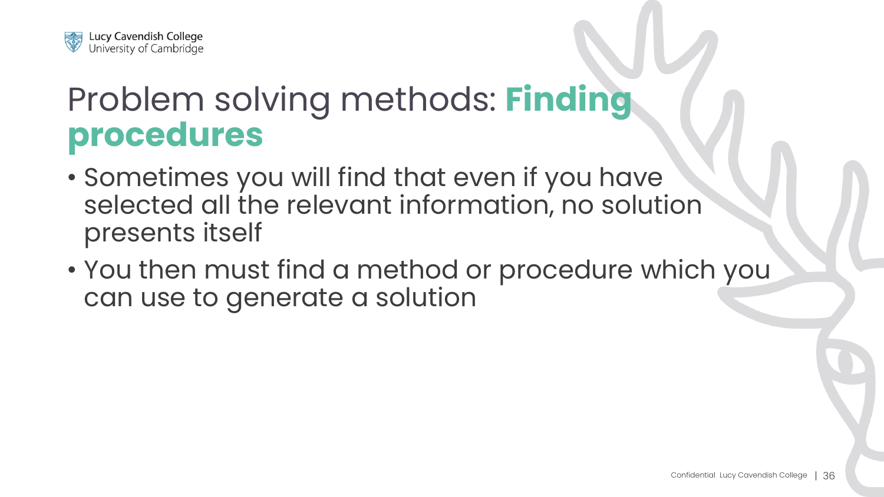# Problem solving methods: **Finding procedures**

- Sometimes you will find that even if you have selected all the relevant information, no solution presents itself
- You then must find a method or procedure which you can use to generate a solution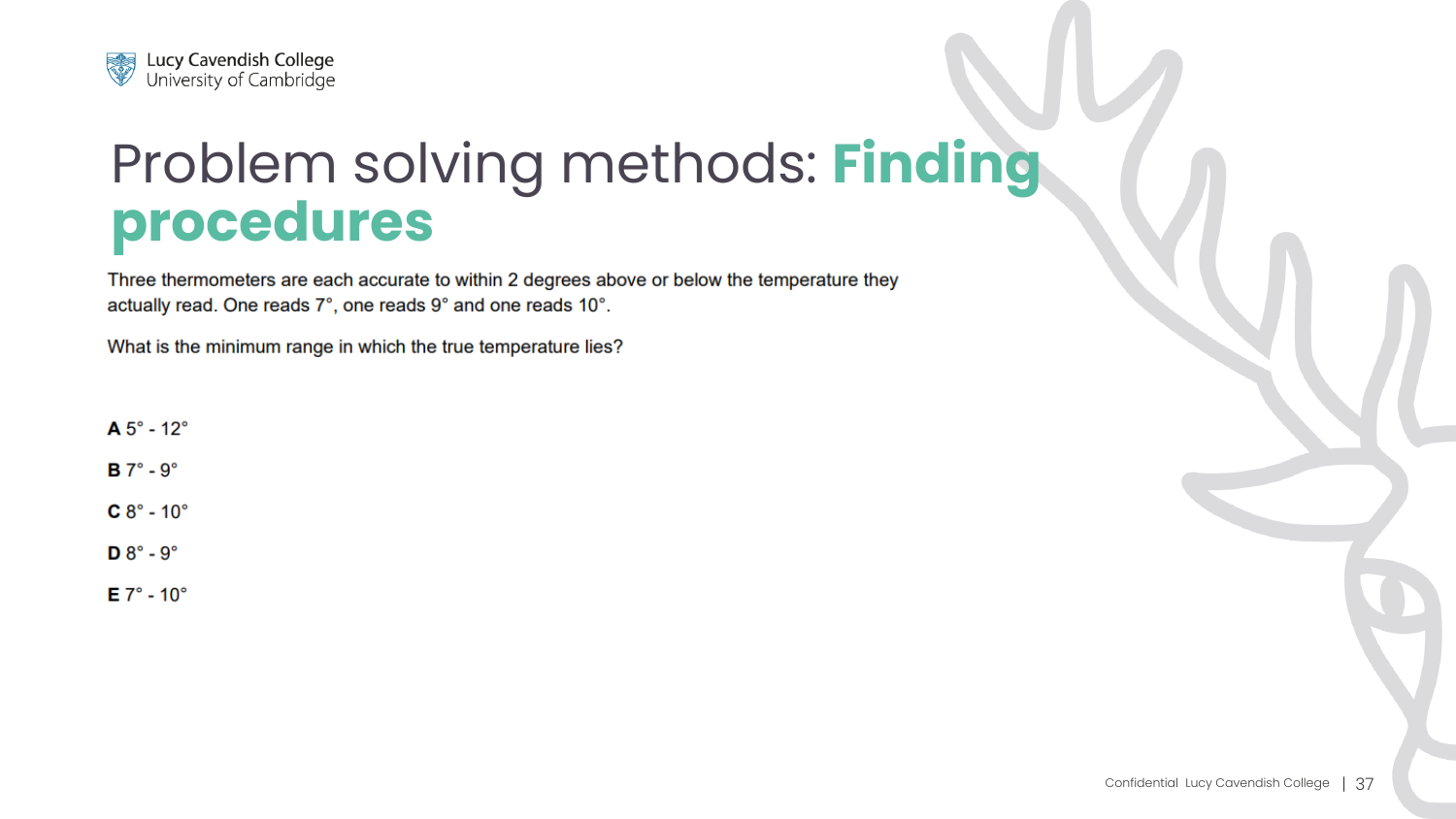# Problem solving methods: **Finding procedures**

Three thermometers are each accurate to within 2 degrees above or below the temperature they actually read. One reads 7°, one reads 9° and one reads 10°.

What is the minimum range in which the true temperature lies?

**A** 5° - 12°

**B** 7° - 9°

**C** 8° - 10°

**D** 8° - 9°

**E** 7° - 10°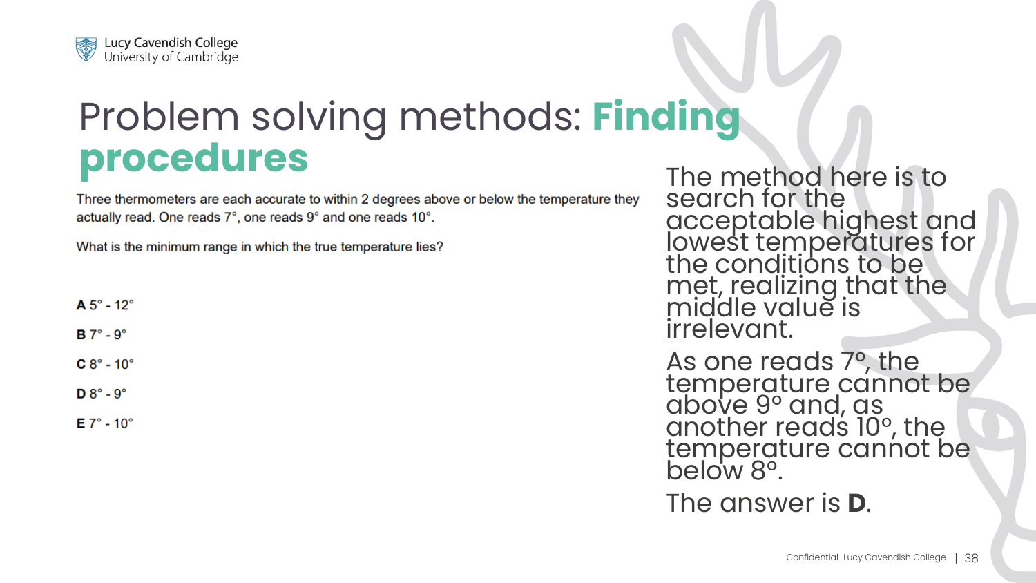# Problem solving methods: **Finding procedures**

Three thermometers are each accurate to within 2 degrees above or below the temperature they actually read. One reads 7°, one reads 9° and one reads 10°.

What is the minimum range in which the true temperature lies?

**A** 5° - 12°

**B** 7° - 9°

**C** 8° - 10°

**D** 8° - 9°

**E** 7° - 10°

The method here is to search for the acceptable highest and lowest temperatures for the conditions to be met, realizing that the middle value is irrelevant.

As one reads 7º, the temperature cannot be above 9º and, as another reads 10º, the temperature cannot be below 8º.

The answer is **D**.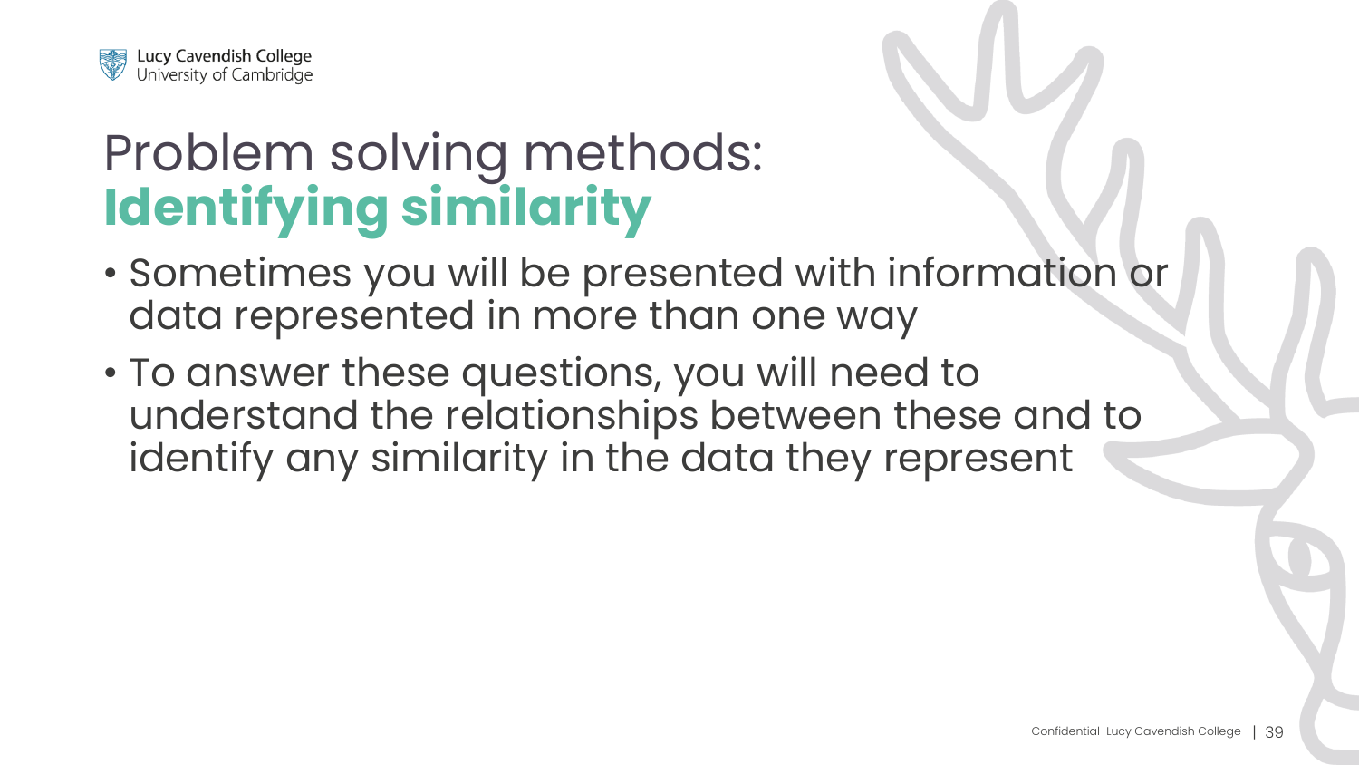# Problem solving methods: **Identifying similarity**

- Sometimes you will be presented with information or data represented in more than one way
- To answer these questions, you will need to understand the relationships between these and to identify any similarity in the data they represent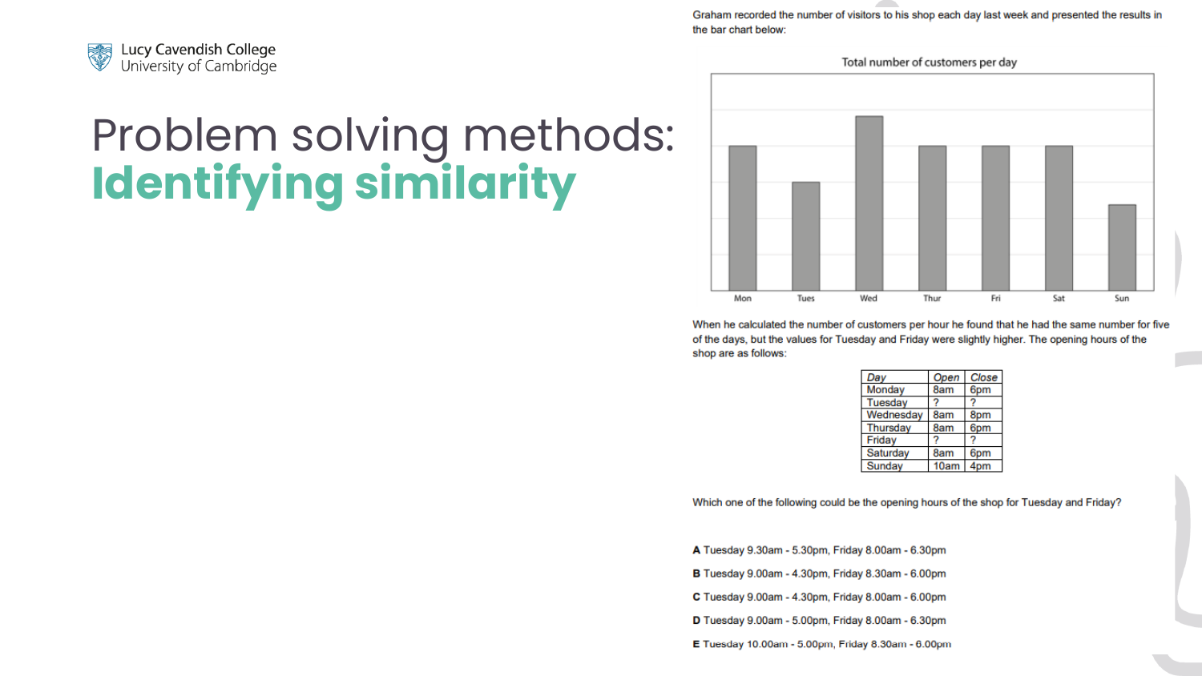# Problem solving methods: **Identifying similarity**

Graham recorded the number of visitors to his shop each day last week and presented the results in the bar chart below:

Total number of customers per day

Mon Tues Wed Thur Fri Sat Sun

When he calculated the number of customers per hour he found that he had the same number for five of the days, but the values for Tuesday and Friday were slightly higher. The opening hours of the shop are as follows:

| *Day* | *Open* | *Close* |
|---|---|---|
| Monday | 8am | 6pm |
| Tuesday | ? | ? |
| Wednesday | 8am | 8pm |
| Thursday | 8am | 6pm |
| Friday | ? | ? |
| Saturday | 8am | 6pm |
| Sunday | 10am | 4pm |

Which one of the following could be the opening hours of the shop for Tuesday and Friday?

**A** Tuesday 9.30am - 5.30pm, Friday 8.00am - 6.30pm

**B** Tuesday 9.00am - 4.30pm, Friday 8.30am - 6.00pm

**C** Tuesday 9.00am - 4.30pm, Friday 8.00am - 6.00pm

**D** Tuesday 9.00am - 5.00pm, Friday 8.00am - 6.30pm

**E** Tuesday 10.00am - 5.00pm, Friday 8.30am - 6.00pm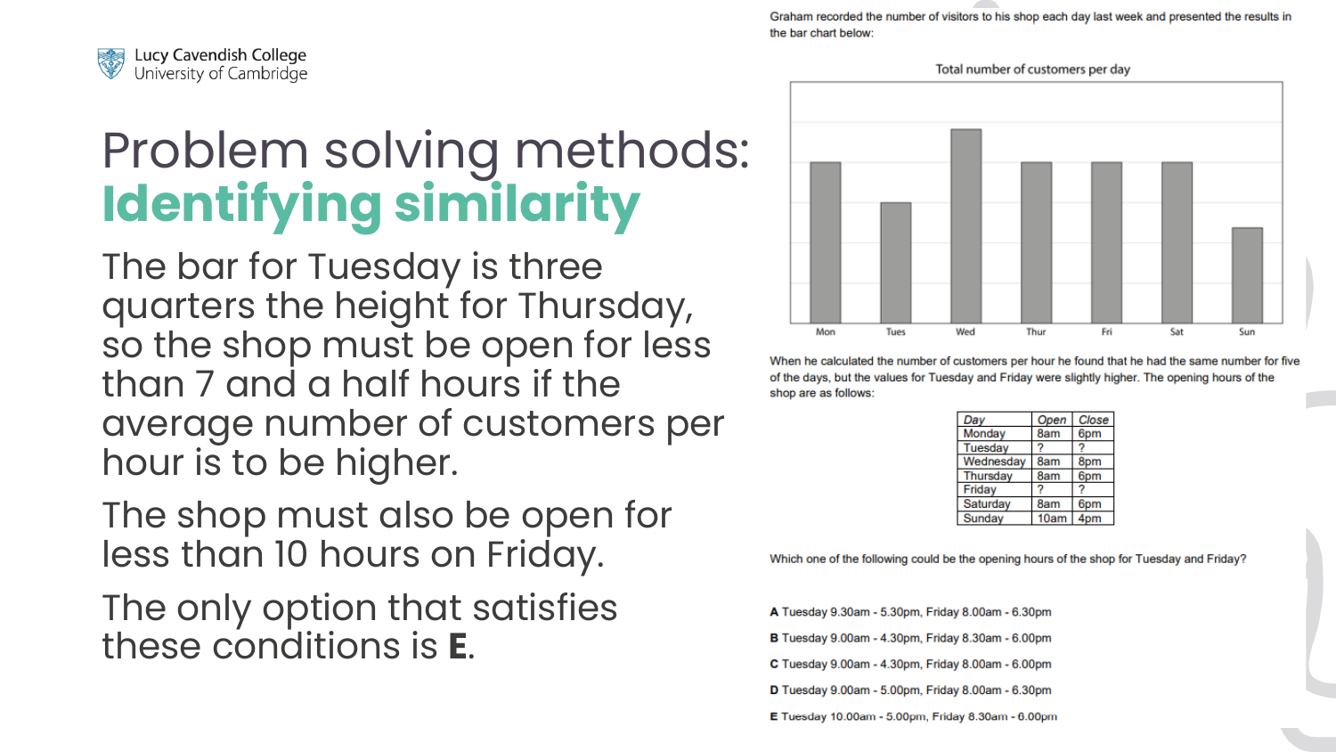# Problem solving methods: **Identifying similarity**

The bar for Tuesday is three quarters the height for Thursday, so the shop must be open for less than 7 and a half hours if the average number of customers per hour is to be higher.

The shop must also be open for less than 10 hours on Friday.

The only option that satisfies these conditions is **E**.

Graham recorded the number of visitors to his shop each day last week and presented the results in the bar chart below:

Total number of customers per day

(Bar chart: Mon, Tues, Wed, Thur, Fri, Sat, Sun)

When he calculated the number of customers per hour he found that he had the same number for five of the days, but the values for Tuesday and Friday were slightly higher. The opening hours of the shop are as follows:

| Day | Open | Close |
|---|---|---|
| Monday | 8am | 6pm |
| Tuesday | ? | ? |
| Wednesday | 8am | 8pm |
| Thursday | 8am | 6pm |
| Friday | ? | ? |
| Saturday | 8am | 6pm |
| Sunday | 10am | 4pm |

Which one of the following could be the opening hours of the shop for Tuesday and Friday?

**A** Tuesday 9.30am - 5.30pm, Friday 8.00am - 6.30pm

**B** Tuesday 9.00am - 4.30pm, Friday 8.30am - 6.00pm

**C** Tuesday 9.00am - 4.30pm, Friday 8.00am - 6.00pm

**D** Tuesday 9.00am - 5.00pm, Friday 8.00am - 6.30pm

**E** Tuesday 10.00am - 5.00pm, Friday 8.30am - 6.00pm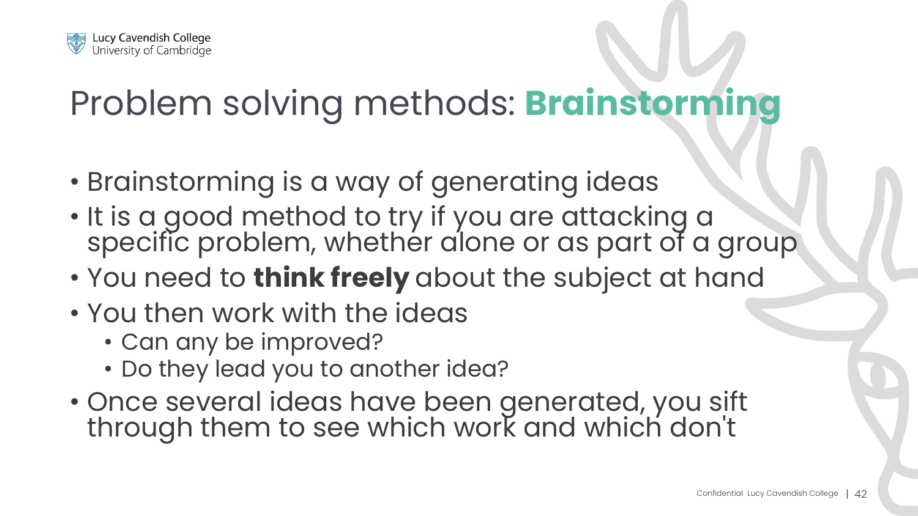# Problem solving methods: **Brainstorming**

- Brainstorming is a way of generating ideas
- It is a good method to try if you are attacking a specific problem, whether alone or as part of a group
- You need to **think freely** about the subject at hand
- You then work with the ideas
  - Can any be improved?
  - Do they lead you to another idea?
- Once several ideas have been generated, you sift through them to see which work and which don't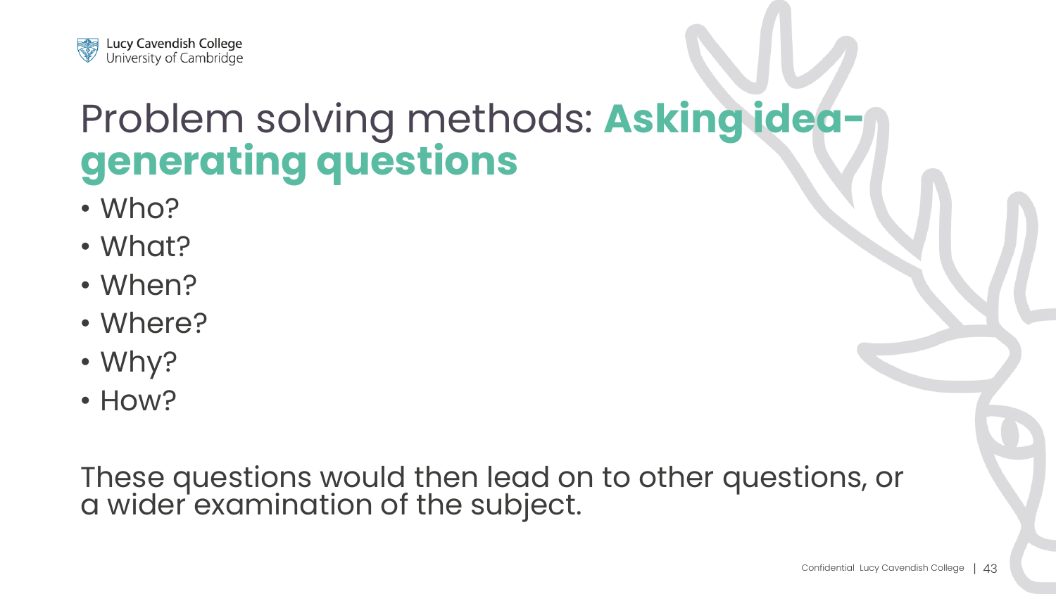# Problem solving methods: **Asking idea-generating questions**

- Who?
- What?
- When?
- Where?
- Why?
- How?

These questions would then lead on to other questions, or a wider examination of the subject.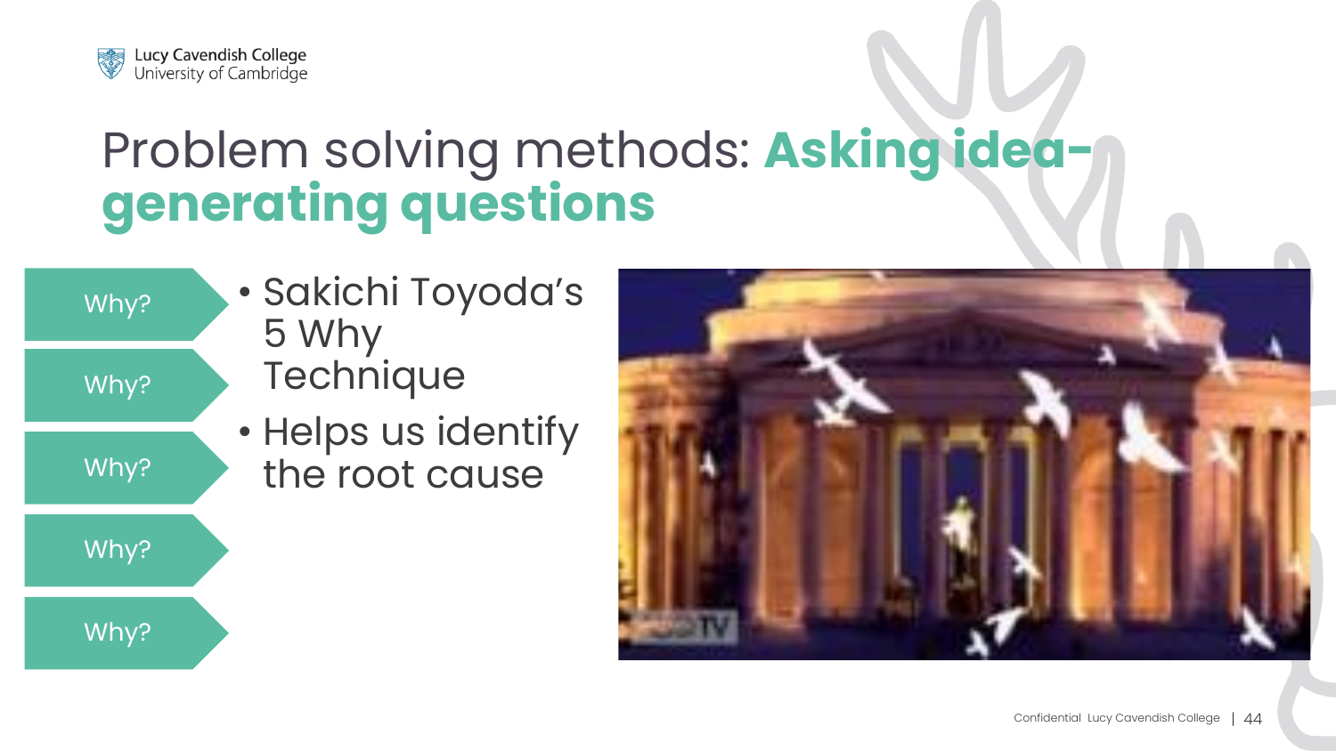# Problem solving methods: **Asking idea-generating questions**

- Why?
- Why?
- Why?
- Why?
- Why?

- Sakichi Toyoda's 5 Why Technique
- Helps us identify the root cause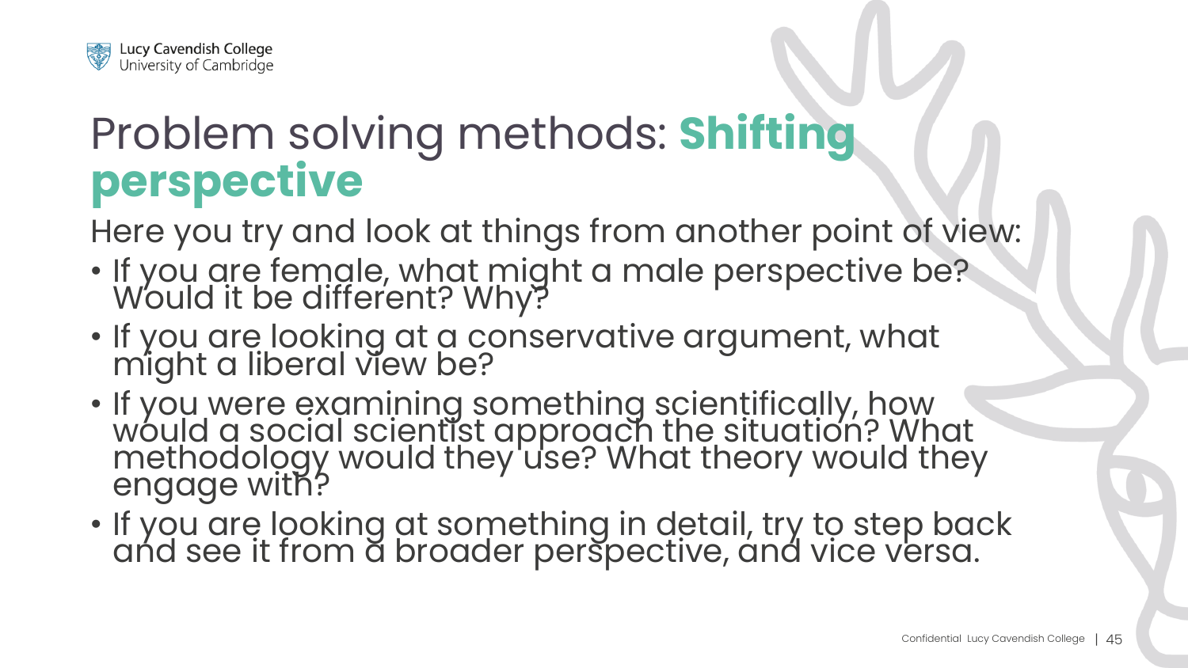# Problem solving methods: **Shifting perspective**

Here you try and look at things from another point of view:

- If you are female, what might a male perspective be? Would it be different? Why?
- If you are looking at a conservative argument, what might a liberal view be?
- If you were examining something scientifically, how would a social scientist approach the situation? What methodology would they use? What theory would they engage with?
- If you are looking at something in detail, try to step back and see it from a broader perspective, and vice versa.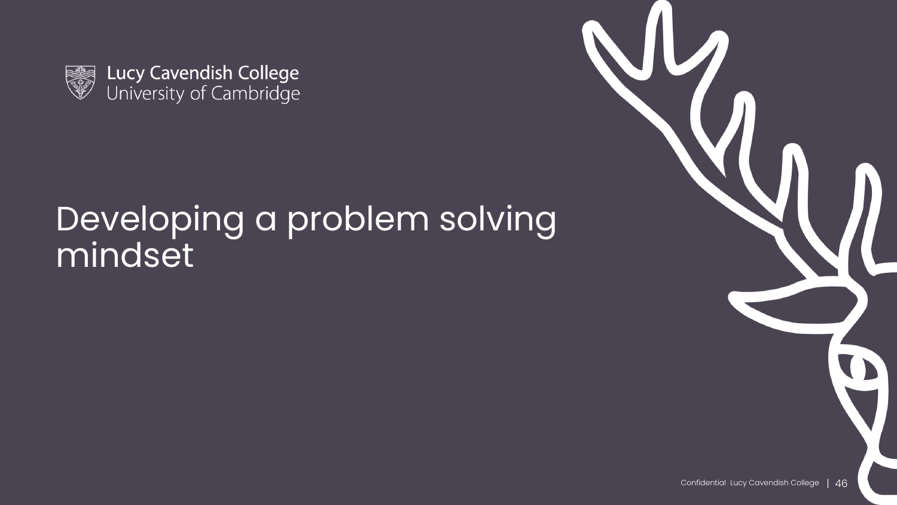Lucy Cavendish College
University of Cambridge

# Developing a problem solving mindset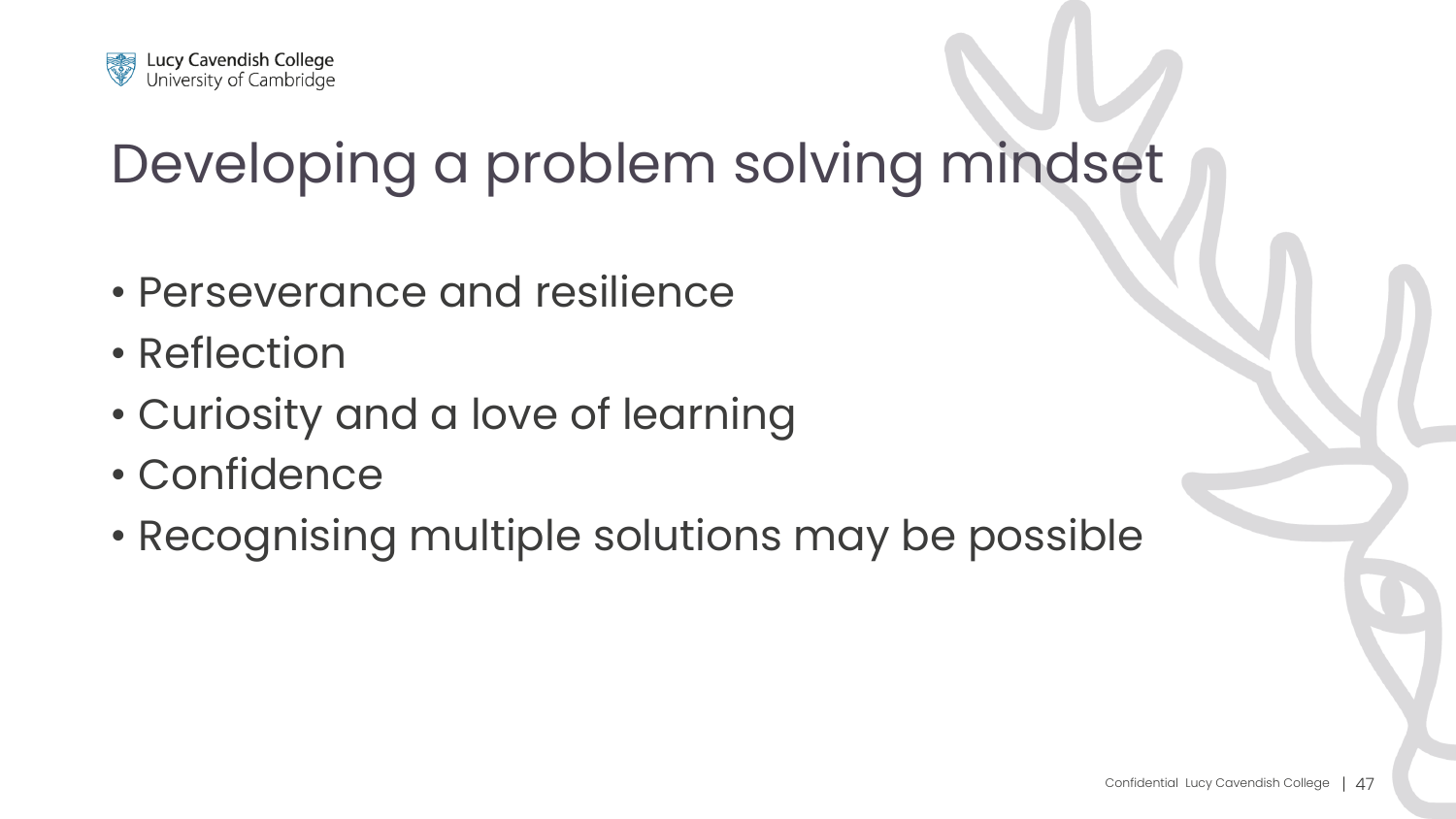# Developing a problem solving mindset

- Perseverance and resilience
- Reflection
- Curiosity and a love of learning
- Confidence
- Recognising multiple solutions may be possible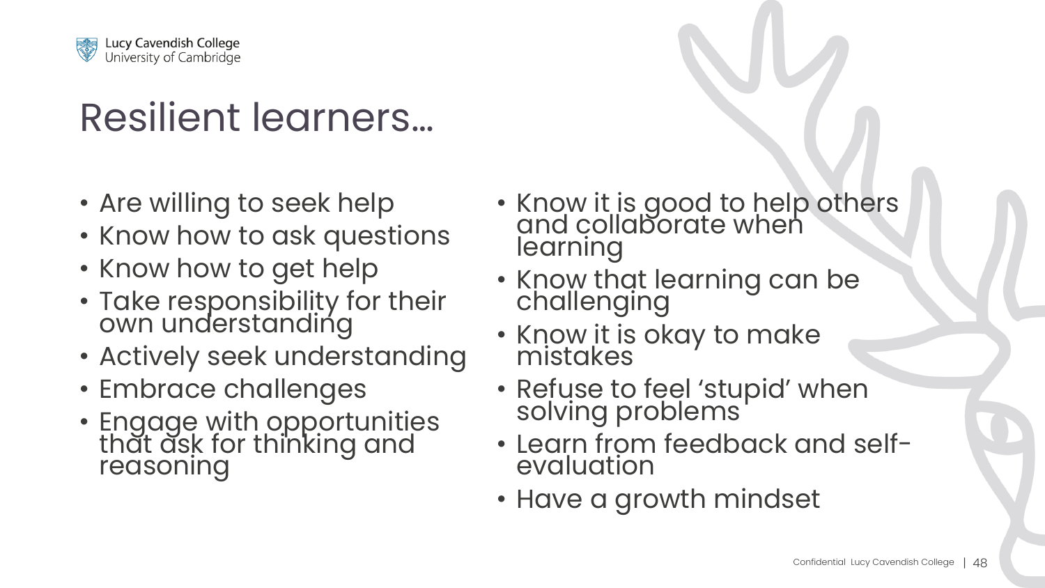# Resilient learners…

- Are willing to seek help
- Know how to ask questions
- Know how to get help
- Take responsibility for their own understanding
- Actively seek understanding
- Embrace challenges
- Engage with opportunities that ask for thinking and reasoning
- Know it is good to help others and collaborate when learning
- Know that learning can be challenging
- Know it is okay to make mistakes
- Refuse to feel 'stupid' when solving problems
- Learn from feedback and self-evaluation
- Have a growth mindset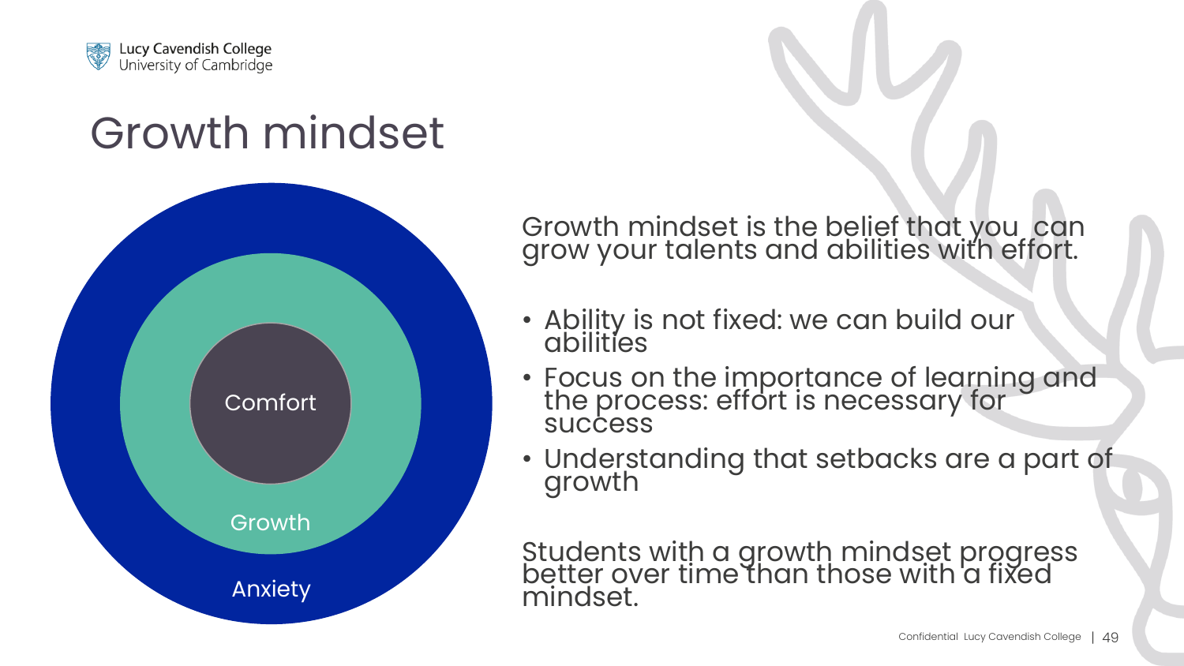# Growth mindset

Comfort

Growth

Anxiety

Growth mindset is the belief that you can grow your talents and abilities with effort.

- Ability is not fixed: we can build our abilities
- Focus on the importance of learning and the process: effort is necessary for success
- Understanding that setbacks are a part of growth

Students with a growth mindset progress better over time than those with a fixed mindset.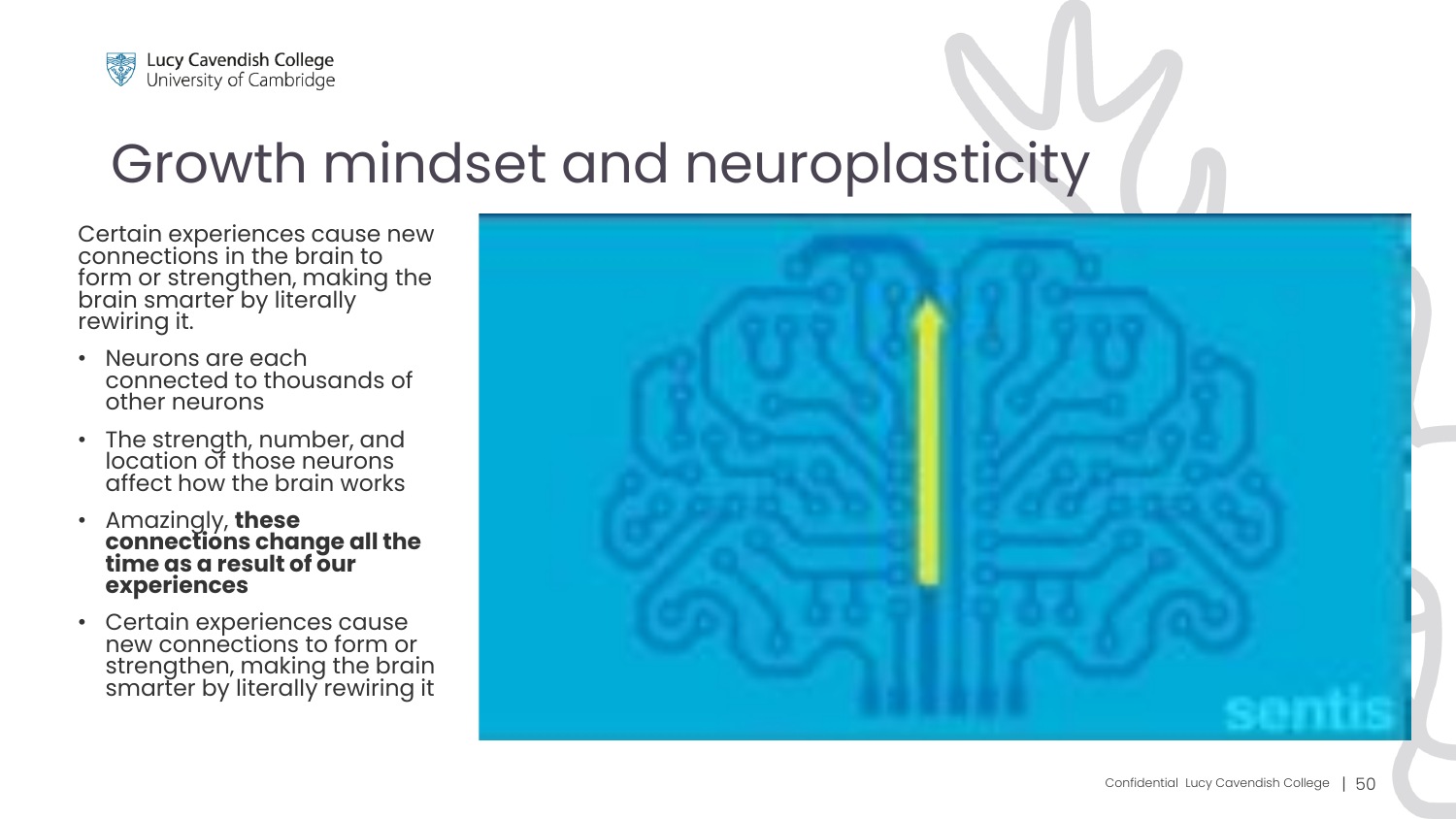# Growth mindset and neuroplasticity

Certain experiences cause new connections in the brain to form or strengthen, making the brain smarter by literally rewiring it.

- Neurons are each connected to thousands of other neurons
- The strength, number, and location of those neurons affect how the brain works
- Amazingly, **these connections change all the time as a result of our experiences**
- Certain experiences cause new connections to form or strengthen, making the brain smarter by literally rewiring it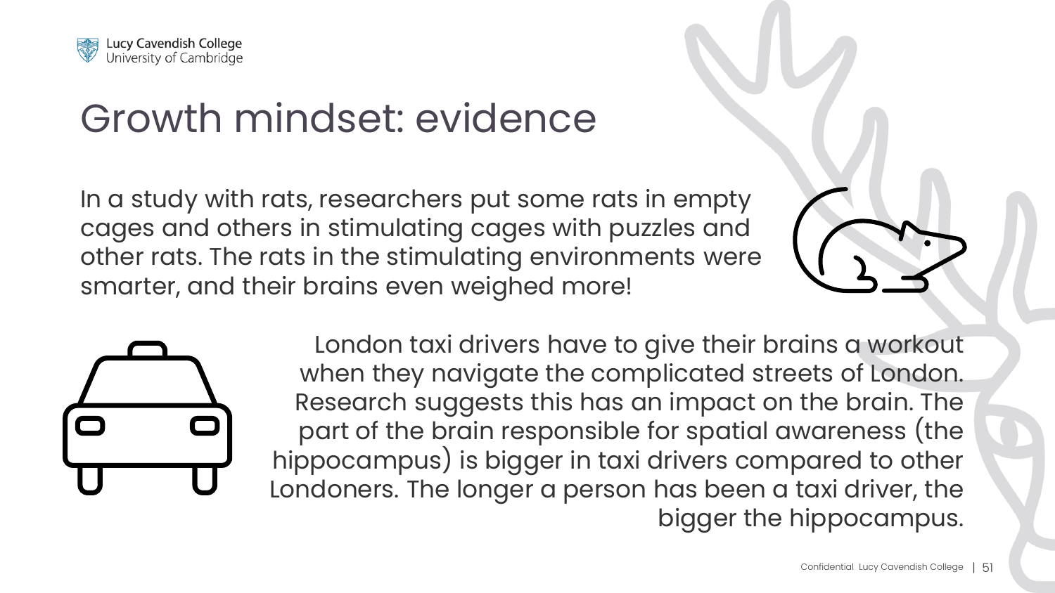# Growth mindset: evidence

In a study with rats, researchers put some rats in empty cages and others in stimulating cages with puzzles and other rats. The rats in the stimulating environments were smarter, and their brains even weighed more!

London taxi drivers have to give their brains a workout when they navigate the complicated streets of London. Research suggests this has an impact on the brain. The part of the brain responsible for spatial awareness (the hippocampus) is bigger in taxi drivers compared to other Londoners. The longer a person has been a taxi driver, the bigger the hippocampus.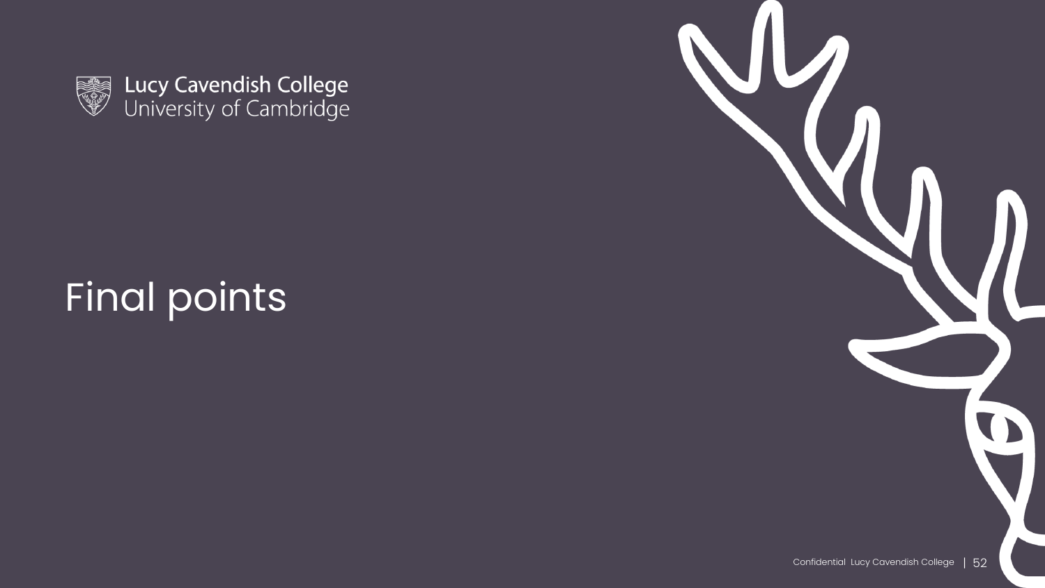Lucy Cavendish College
University of Cambridge

# Final points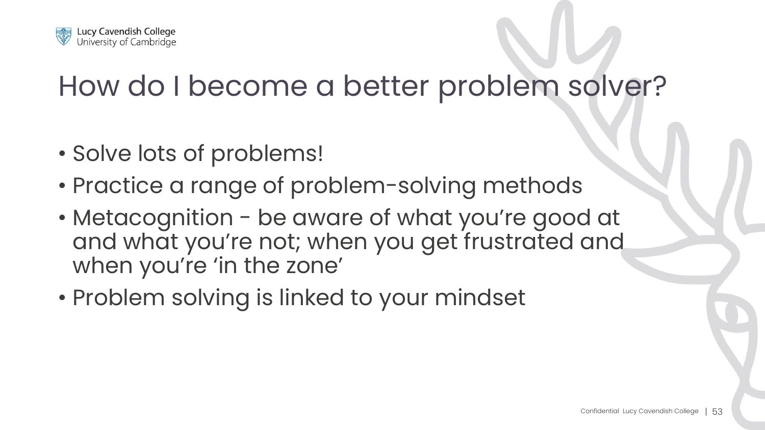# How do I become a better problem solver?

- Solve lots of problems!
- Practice a range of problem-solving methods
- Metacognition - be aware of what you're good at and what you're not; when you get frustrated and when you're 'in the zone'
- Problem solving is linked to your mindset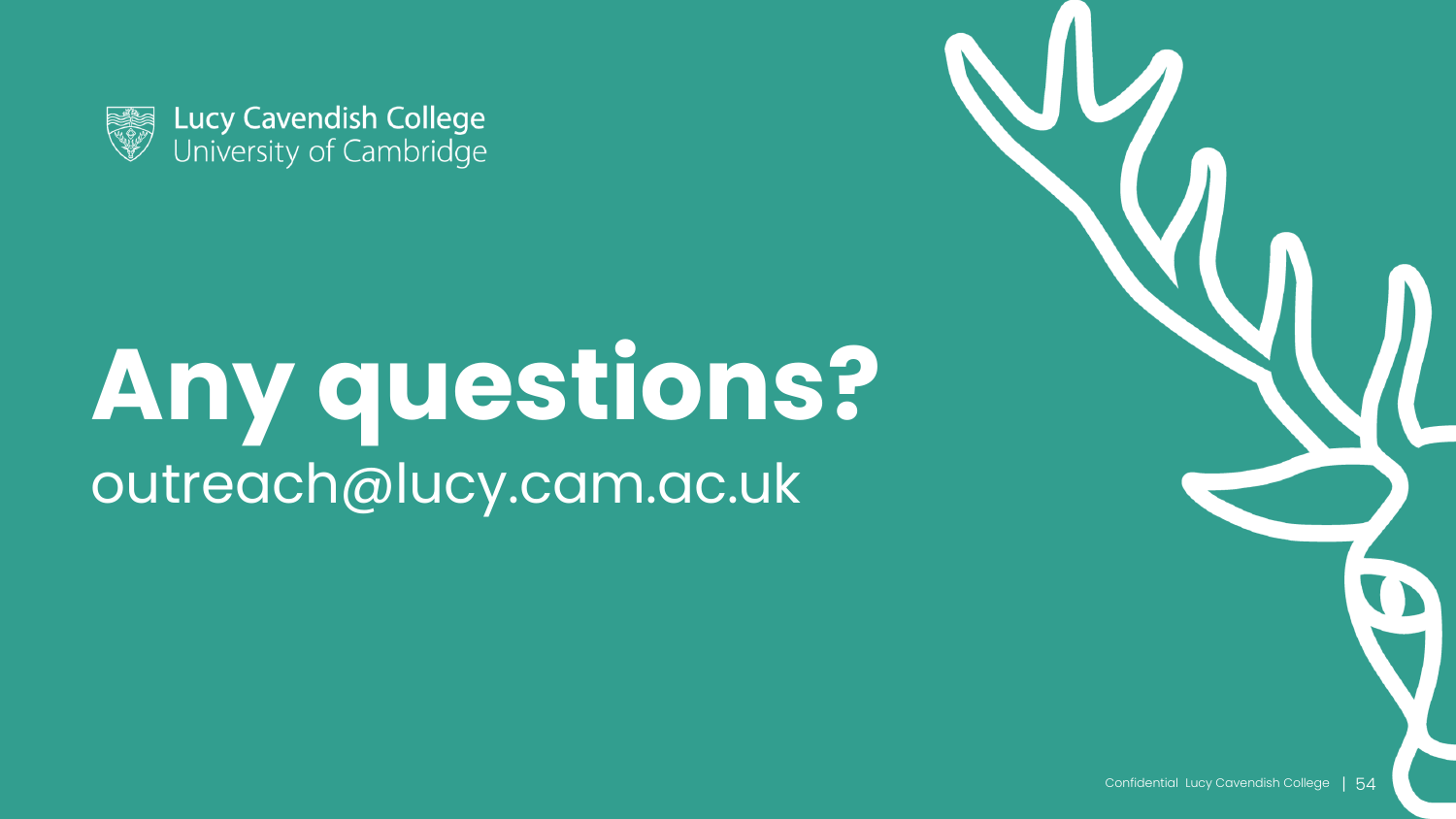Lucy Cavendish College
University of Cambridge

# Any questions?

outreach@lucy.cam.ac.uk